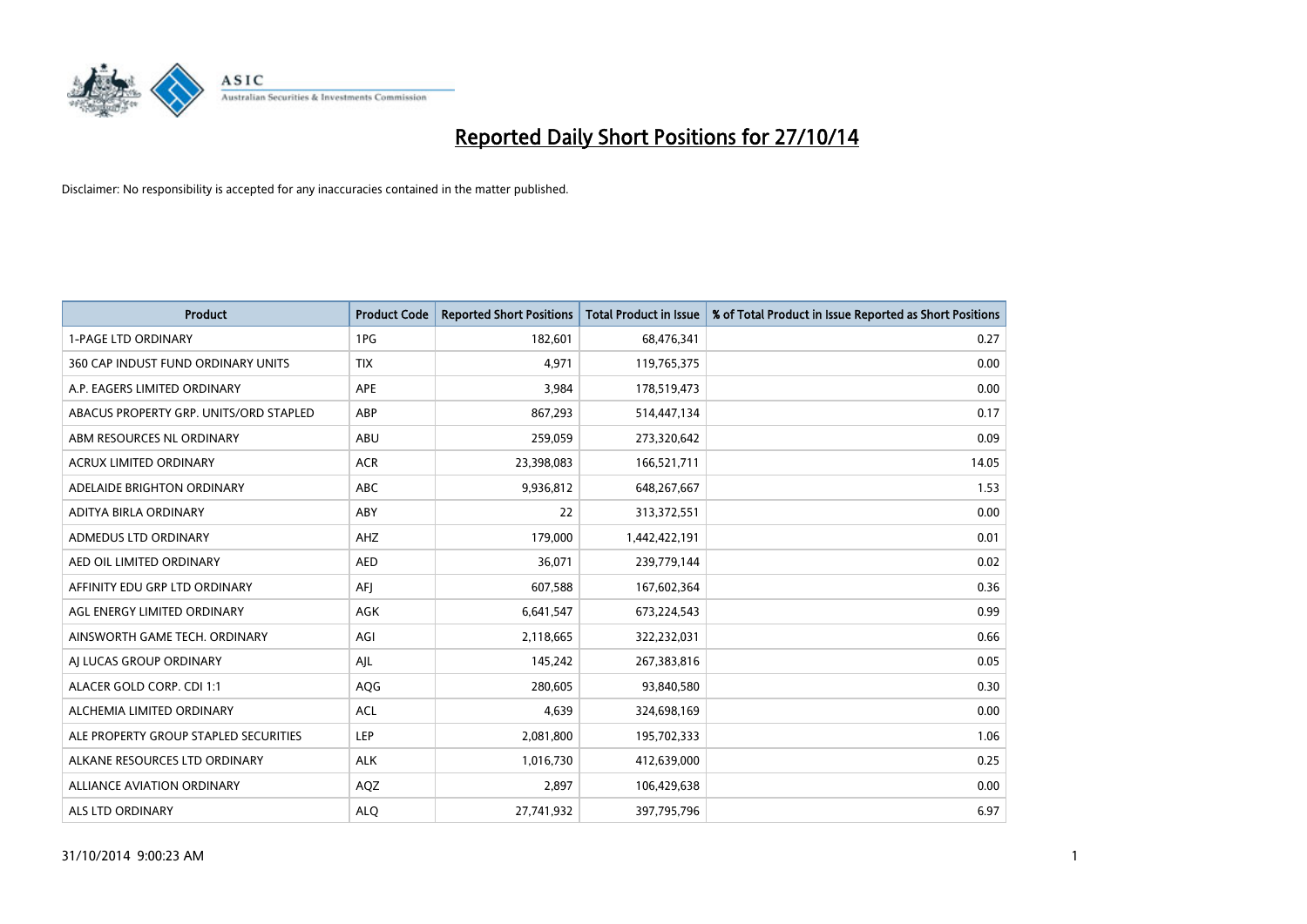# Reported Daily Short Positions for 27/10/14

Disclaimer: No responsibility is accepted for any inaccuracies contained in the matter published.

| Product | Product Code | Reported Short Positions | Total Product in Issue | % of Total Product in Issue Reported as Short Positions |
|---|---|---|---|---|
| 1-PAGE LTD ORDINARY | 1PG | 182,601 | 68,476,341 | 0.27 |
| 360 CAP INDUST FUND ORDINARY UNITS | TIX | 4,971 | 119,765,375 | 0.00 |
| A.P. EAGERS LIMITED ORDINARY | APE | 3,984 | 178,519,473 | 0.00 |
| ABACUS PROPERTY GRP. UNITS/ORD STAPLED | ABP | 867,293 | 514,447,134 | 0.17 |
| ABM RESOURCES NL ORDINARY | ABU | 259,059 | 273,320,642 | 0.09 |
| ACRUX LIMITED ORDINARY | ACR | 23,398,083 | 166,521,711 | 14.05 |
| ADELAIDE BRIGHTON ORDINARY | ABC | 9,936,812 | 648,267,667 | 1.53 |
| ADITYA BIRLA ORDINARY | ABY | 22 | 313,372,551 | 0.00 |
| ADMEDUS LTD ORDINARY | AHZ | 179,000 | 1,442,422,191 | 0.01 |
| AED OIL LIMITED ORDINARY | AED | 36,071 | 239,779,144 | 0.02 |
| AFFINITY EDU GRP LTD ORDINARY | AFJ | 607,588 | 167,602,364 | 0.36 |
| AGL ENERGY LIMITED ORDINARY | AGK | 6,641,547 | 673,224,543 | 0.99 |
| AINSWORTH GAME TECH. ORDINARY | AGI | 2,118,665 | 322,232,031 | 0.66 |
| AJ LUCAS GROUP ORDINARY | AJL | 145,242 | 267,383,816 | 0.05 |
| ALACER GOLD CORP. CDI 1:1 | AQG | 280,605 | 93,840,580 | 0.30 |
| ALCHEMIA LIMITED ORDINARY | ACL | 4,639 | 324,698,169 | 0.00 |
| ALE PROPERTY GROUP STAPLED SECURITIES | LEP | 2,081,800 | 195,702,333 | 1.06 |
| ALKANE RESOURCES LTD ORDINARY | ALK | 1,016,730 | 412,639,000 | 0.25 |
| ALLIANCE AVIATION ORDINARY | AQZ | 2,897 | 106,429,638 | 0.00 |
| ALS LTD ORDINARY | ALQ | 27,741,932 | 397,795,796 | 6.97 |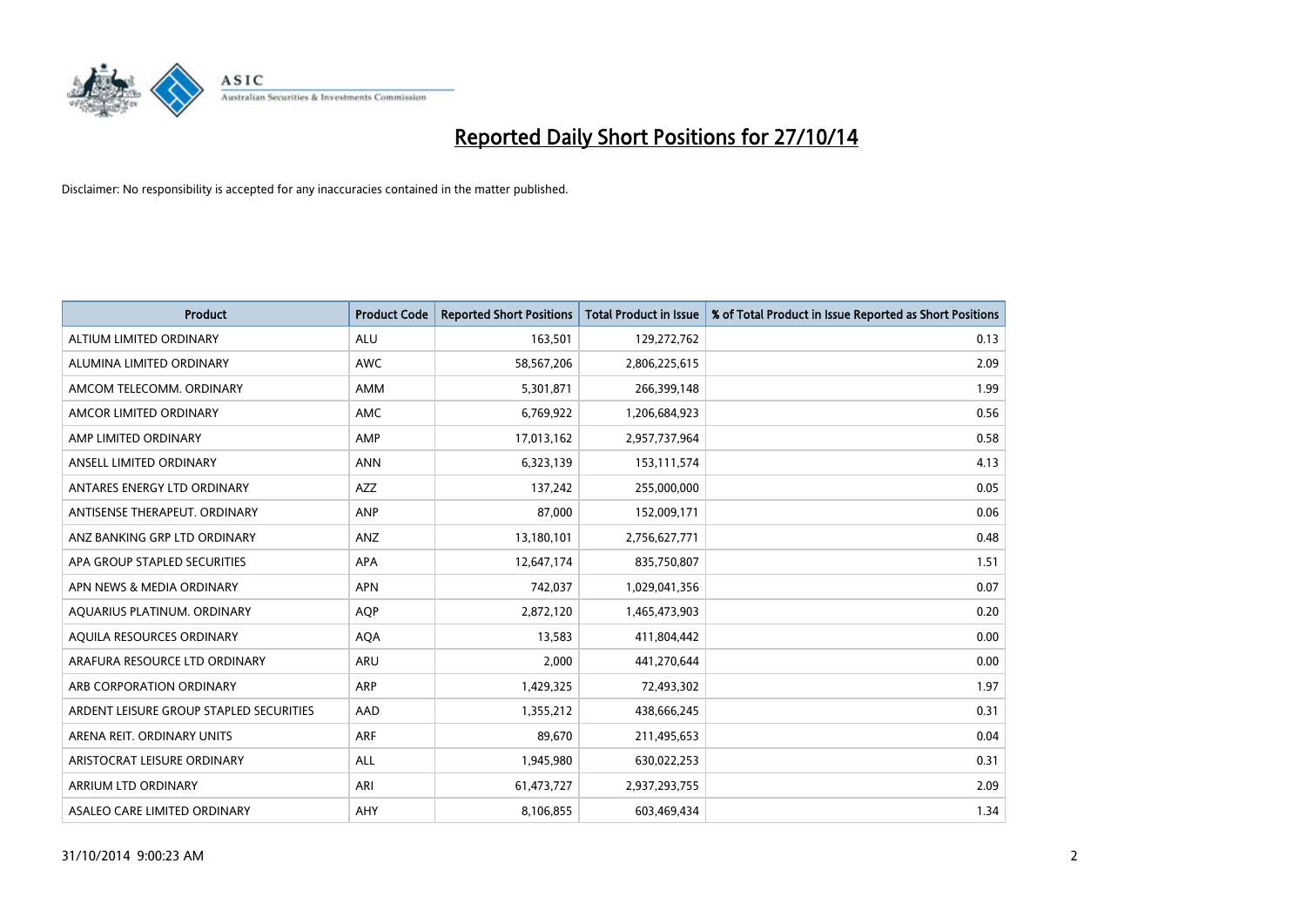# Reported Daily Short Positions for 27/10/14

Disclaimer: No responsibility is accepted for any inaccuracies contained in the matter published.

| Product | Product Code | Reported Short Positions | Total Product in Issue | % of Total Product in Issue Reported as Short Positions |
|---|---|---|---|---|
| ALTIUM LIMITED ORDINARY | ALU | 163,501 | 129,272,762 | 0.13 |
| ALUMINA LIMITED ORDINARY | AWC | 58,567,206 | 2,806,225,615 | 2.09 |
| AMCOM TELECOMM. ORDINARY | AMM | 5,301,871 | 266,399,148 | 1.99 |
| AMCOR LIMITED ORDINARY | AMC | 6,769,922 | 1,206,684,923 | 0.56 |
| AMP LIMITED ORDINARY | AMP | 17,013,162 | 2,957,737,964 | 0.58 |
| ANSELL LIMITED ORDINARY | ANN | 6,323,139 | 153,111,574 | 4.13 |
| ANTARES ENERGY LTD ORDINARY | AZZ | 137,242 | 255,000,000 | 0.05 |
| ANTISENSE THERAPEUT. ORDINARY | ANP | 87,000 | 152,009,171 | 0.06 |
| ANZ BANKING GRP LTD ORDINARY | ANZ | 13,180,101 | 2,756,627,771 | 0.48 |
| APA GROUP STAPLED SECURITIES | APA | 12,647,174 | 835,750,807 | 1.51 |
| APN NEWS & MEDIA ORDINARY | APN | 742,037 | 1,029,041,356 | 0.07 |
| AQUARIUS PLATINUM. ORDINARY | AQP | 2,872,120 | 1,465,473,903 | 0.20 |
| AQUILA RESOURCES ORDINARY | AQA | 13,583 | 411,804,442 | 0.00 |
| ARAFURA RESOURCE LTD ORDINARY | ARU | 2,000 | 441,270,644 | 0.00 |
| ARB CORPORATION ORDINARY | ARP | 1,429,325 | 72,493,302 | 1.97 |
| ARDENT LEISURE GROUP STAPLED SECURITIES | AAD | 1,355,212 | 438,666,245 | 0.31 |
| ARENA REIT. ORDINARY UNITS | ARF | 89,670 | 211,495,653 | 0.04 |
| ARISTOCRAT LEISURE ORDINARY | ALL | 1,945,980 | 630,022,253 | 0.31 |
| ARRIUM LTD ORDINARY | ARI | 61,473,727 | 2,937,293,755 | 2.09 |
| ASALEO CARE LIMITED ORDINARY | AHY | 8,106,855 | 603,469,434 | 1.34 |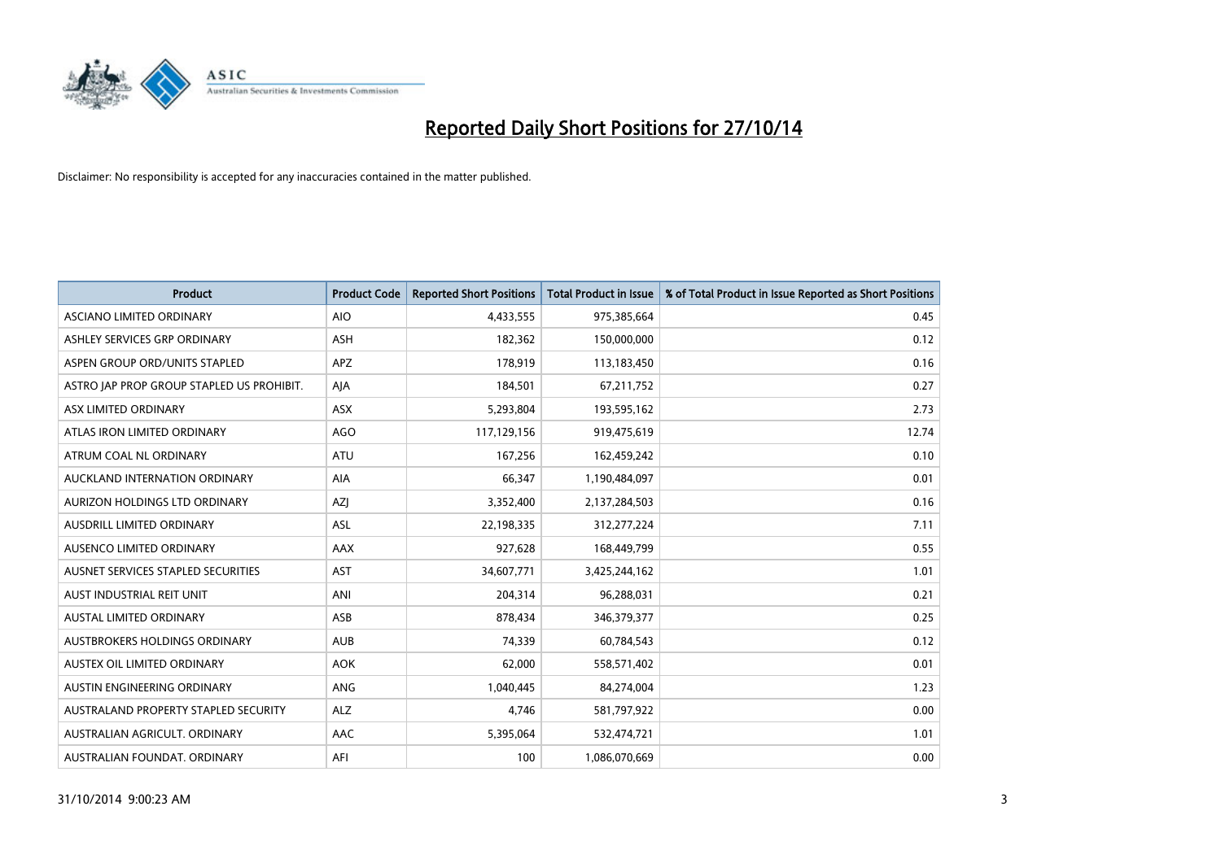# Reported Daily Short Positions for 27/10/14

Disclaimer: No responsibility is accepted for any inaccuracies contained in the matter published.

| Product | Product Code | Reported Short Positions | Total Product in Issue | % of Total Product in Issue Reported as Short Positions |
|---|---|---|---|---|
| ASCIANO LIMITED ORDINARY | AIO | 4,433,555 | 975,385,664 | 0.45 |
| ASHLEY SERVICES GRP ORDINARY | ASH | 182,362 | 150,000,000 | 0.12 |
| ASPEN GROUP ORD/UNITS STAPLED | APZ | 178,919 | 113,183,450 | 0.16 |
| ASTRO JAP PROP GROUP STAPLED US PROHIBIT. | AJA | 184,501 | 67,211,752 | 0.27 |
| ASX LIMITED ORDINARY | ASX | 5,293,804 | 193,595,162 | 2.73 |
| ATLAS IRON LIMITED ORDINARY | AGO | 117,129,156 | 919,475,619 | 12.74 |
| ATRUM COAL NL ORDINARY | ATU | 167,256 | 162,459,242 | 0.10 |
| AUCKLAND INTERNATION ORDINARY | AIA | 66,347 | 1,190,484,097 | 0.01 |
| AURIZON HOLDINGS LTD ORDINARY | AZJ | 3,352,400 | 2,137,284,503 | 0.16 |
| AUSDRILL LIMITED ORDINARY | ASL | 22,198,335 | 312,277,224 | 7.11 |
| AUSENCO LIMITED ORDINARY | AAX | 927,628 | 168,449,799 | 0.55 |
| AUSNET SERVICES STAPLED SECURITIES | AST | 34,607,771 | 3,425,244,162 | 1.01 |
| AUST INDUSTRIAL REIT UNIT | ANI | 204,314 | 96,288,031 | 0.21 |
| AUSTAL LIMITED ORDINARY | ASB | 878,434 | 346,379,377 | 0.25 |
| AUSTBROKERS HOLDINGS ORDINARY | AUB | 74,339 | 60,784,543 | 0.12 |
| AUSTEX OIL LIMITED ORDINARY | AOK | 62,000 | 558,571,402 | 0.01 |
| AUSTIN ENGINEERING ORDINARY | ANG | 1,040,445 | 84,274,004 | 1.23 |
| AUSTRALAND PROPERTY STAPLED SECURITY | ALZ | 4,746 | 581,797,922 | 0.00 |
| AUSTRALIAN AGRICULT. ORDINARY | AAC | 5,395,064 | 532,474,721 | 1.01 |
| AUSTRALIAN FOUNDAT. ORDINARY | AFI | 100 | 1,086,070,669 | 0.00 |

31/10/2014 9:00:23 AM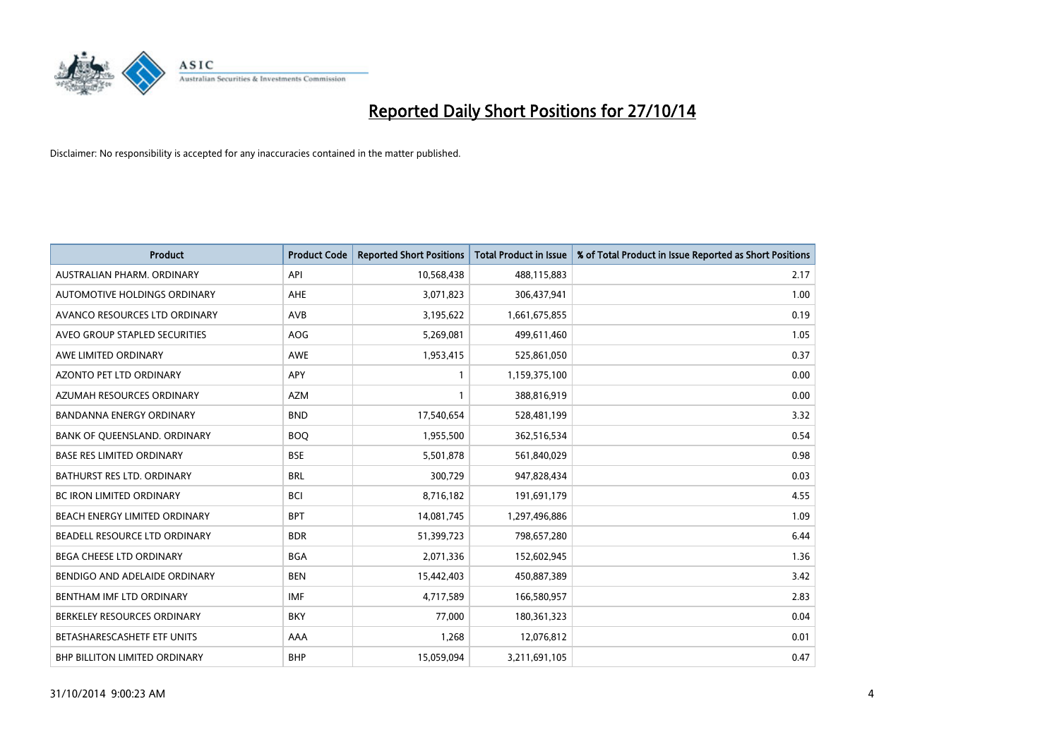# Reported Daily Short Positions for 27/10/14

Disclaimer: No responsibility is accepted for any inaccuracies contained in the matter published.

| Product | Product Code | Reported Short Positions | Total Product in Issue | % of Total Product in Issue Reported as Short Positions |
|---|---|---|---|---|
| AUSTRALIAN PHARM. ORDINARY | API | 10,568,438 | 488,115,883 | 2.17 |
| AUTOMOTIVE HOLDINGS ORDINARY | AHE | 3,071,823 | 306,437,941 | 1.00 |
| AVANCO RESOURCES LTD ORDINARY | AVB | 3,195,622 | 1,661,675,855 | 0.19 |
| AVEO GROUP STAPLED SECURITIES | AOG | 5,269,081 | 499,611,460 | 1.05 |
| AWE LIMITED ORDINARY | AWE | 1,953,415 | 525,861,050 | 0.37 |
| AZONTO PET LTD ORDINARY | APY | 1 | 1,159,375,100 | 0.00 |
| AZUMAH RESOURCES ORDINARY | AZM | 1 | 388,816,919 | 0.00 |
| BANDANNA ENERGY ORDINARY | BND | 17,540,654 | 528,481,199 | 3.32 |
| BANK OF QUEENSLAND. ORDINARY | BOQ | 1,955,500 | 362,516,534 | 0.54 |
| BASE RES LIMITED ORDINARY | BSE | 5,501,878 | 561,840,029 | 0.98 |
| BATHURST RES LTD. ORDINARY | BRL | 300,729 | 947,828,434 | 0.03 |
| BC IRON LIMITED ORDINARY | BCI | 8,716,182 | 191,691,179 | 4.55 |
| BEACH ENERGY LIMITED ORDINARY | BPT | 14,081,745 | 1,297,496,886 | 1.09 |
| BEADELL RESOURCE LTD ORDINARY | BDR | 51,399,723 | 798,657,280 | 6.44 |
| BEGA CHEESE LTD ORDINARY | BGA | 2,071,336 | 152,602,945 | 1.36 |
| BENDIGO AND ADELAIDE ORDINARY | BEN | 15,442,403 | 450,887,389 | 3.42 |
| BENTHAM IMF LTD ORDINARY | IMF | 4,717,589 | 166,580,957 | 2.83 |
| BERKELEY RESOURCES ORDINARY | BKY | 77,000 | 180,361,323 | 0.04 |
| BETASHARESCASHETF ETF UNITS | AAA | 1,268 | 12,076,812 | 0.01 |
| BHP BILLITON LIMITED ORDINARY | BHP | 15,059,094 | 3,211,691,105 | 0.47 |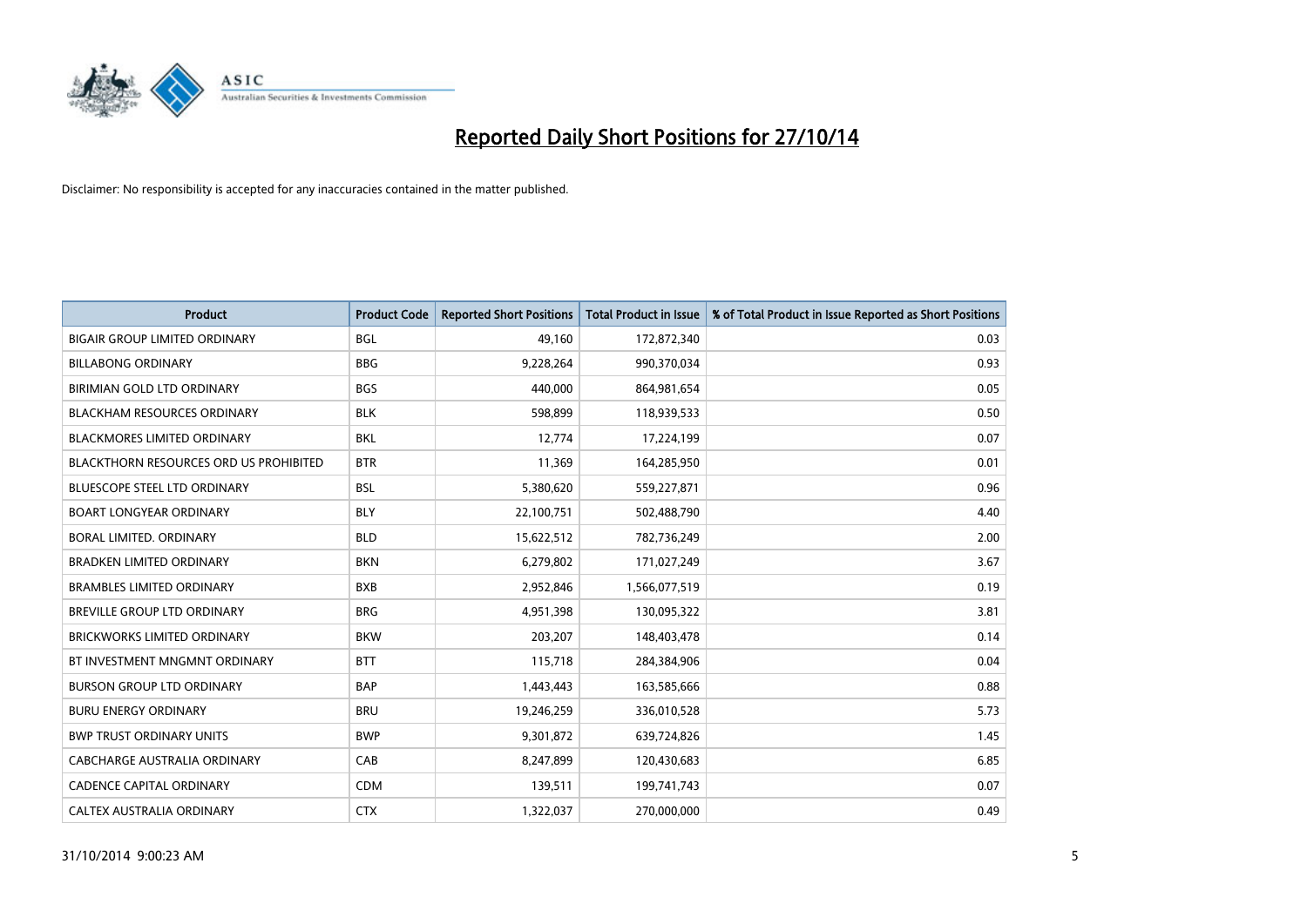# Reported Daily Short Positions for 27/10/14

Disclaimer: No responsibility is accepted for any inaccuracies contained in the matter published.

| Product | Product Code | Reported Short Positions | Total Product in Issue | % of Total Product in Issue Reported as Short Positions |
| --- | --- | --- | --- | --- |
| BIGAIR GROUP LIMITED ORDINARY | BGL | 49,160 | 172,872,340 | 0.03 |
| BILLABONG ORDINARY | BBG | 9,228,264 | 990,370,034 | 0.93 |
| BIRIMIAN GOLD LTD ORDINARY | BGS | 440,000 | 864,981,654 | 0.05 |
| BLACKHAM RESOURCES ORDINARY | BLK | 598,899 | 118,939,533 | 0.50 |
| BLACKMORES LIMITED ORDINARY | BKL | 12,774 | 17,224,199 | 0.07 |
| BLACKTHORN RESOURCES ORD US PROHIBITED | BTR | 11,369 | 164,285,950 | 0.01 |
| BLUESCOPE STEEL LTD ORDINARY | BSL | 5,380,620 | 559,227,871 | 0.96 |
| BOART LONGYEAR ORDINARY | BLY | 22,100,751 | 502,488,790 | 4.40 |
| BORAL LIMITED. ORDINARY | BLD | 15,622,512 | 782,736,249 | 2.00 |
| BRADKEN LIMITED ORDINARY | BKN | 6,279,802 | 171,027,249 | 3.67 |
| BRAMBLES LIMITED ORDINARY | BXB | 2,952,846 | 1,566,077,519 | 0.19 |
| BREVILLE GROUP LTD ORDINARY | BRG | 4,951,398 | 130,095,322 | 3.81 |
| BRICKWORKS LIMITED ORDINARY | BKW | 203,207 | 148,403,478 | 0.14 |
| BT INVESTMENT MNGMNT ORDINARY | BTT | 115,718 | 284,384,906 | 0.04 |
| BURSON GROUP LTD ORDINARY | BAP | 1,443,443 | 163,585,666 | 0.88 |
| BURU ENERGY ORDINARY | BRU | 19,246,259 | 336,010,528 | 5.73 |
| BWP TRUST ORDINARY UNITS | BWP | 9,301,872 | 639,724,826 | 1.45 |
| CABCHARGE AUSTRALIA ORDINARY | CAB | 8,247,899 | 120,430,683 | 6.85 |
| CADENCE CAPITAL ORDINARY | CDM | 139,511 | 199,741,743 | 0.07 |
| CALTEX AUSTRALIA ORDINARY | CTX | 1,322,037 | 270,000,000 | 0.49 |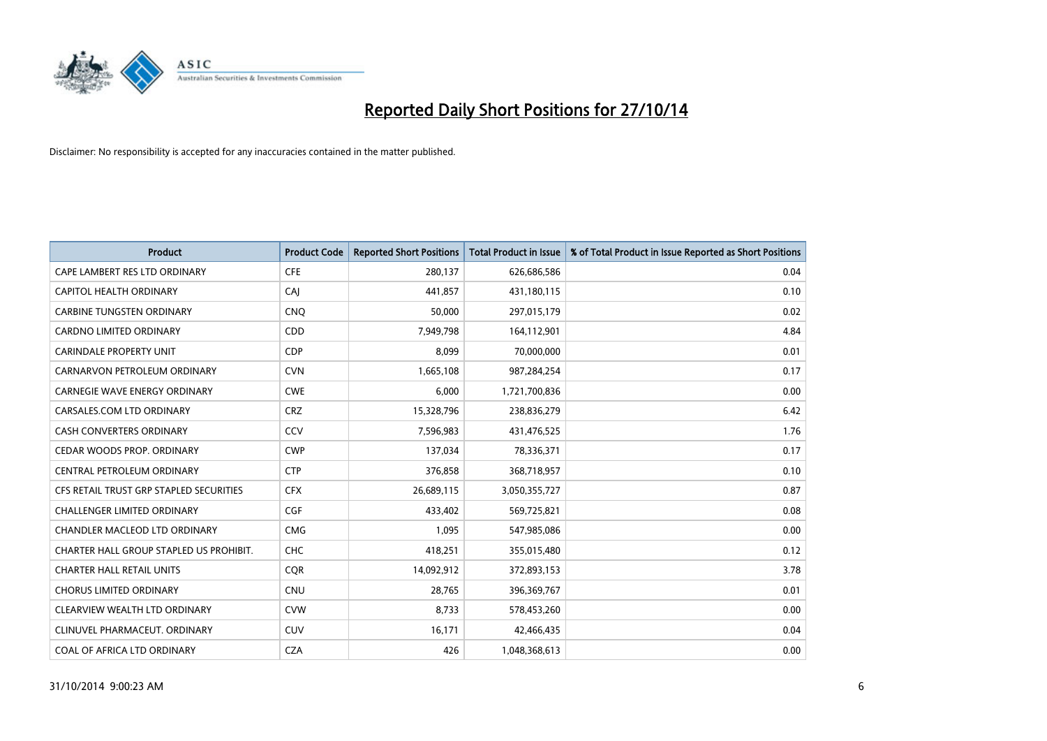# Reported Daily Short Positions for 27/10/14

Disclaimer: No responsibility is accepted for any inaccuracies contained in the matter published.

| Product | Product Code | Reported Short Positions | Total Product in Issue | % of Total Product in Issue Reported as Short Positions |
|---|---|---|---|---|
| CAPE LAMBERT RES LTD ORDINARY | CFE | 280,137 | 626,686,586 | 0.04 |
| CAPITOL HEALTH ORDINARY | CAJ | 441,857 | 431,180,115 | 0.10 |
| CARBINE TUNGSTEN ORDINARY | CNQ | 50,000 | 297,015,179 | 0.02 |
| CARDNO LIMITED ORDINARY | CDD | 7,949,798 | 164,112,901 | 4.84 |
| CARINDALE PROPERTY UNIT | CDP | 8,099 | 70,000,000 | 0.01 |
| CARNARVON PETROLEUM ORDINARY | CVN | 1,665,108 | 987,284,254 | 0.17 |
| CARNEGIE WAVE ENERGY ORDINARY | CWE | 6,000 | 1,721,700,836 | 0.00 |
| CARSALES.COM LTD ORDINARY | CRZ | 15,328,796 | 238,836,279 | 6.42 |
| CASH CONVERTERS ORDINARY | CCV | 7,596,983 | 431,476,525 | 1.76 |
| CEDAR WOODS PROP. ORDINARY | CWP | 137,034 | 78,336,371 | 0.17 |
| CENTRAL PETROLEUM ORDINARY | CTP | 376,858 | 368,718,957 | 0.10 |
| CFS RETAIL TRUST GRP STAPLED SECURITIES | CFX | 26,689,115 | 3,050,355,727 | 0.87 |
| CHALLENGER LIMITED ORDINARY | CGF | 433,402 | 569,725,821 | 0.08 |
| CHANDLER MACLEOD LTD ORDINARY | CMG | 1,095 | 547,985,086 | 0.00 |
| CHARTER HALL GROUP STAPLED US PROHIBIT. | CHC | 418,251 | 355,015,480 | 0.12 |
| CHARTER HALL RETAIL UNITS | CQR | 14,092,912 | 372,893,153 | 3.78 |
| CHORUS LIMITED ORDINARY | CNU | 28,765 | 396,369,767 | 0.01 |
| CLEARVIEW WEALTH LTD ORDINARY | CVW | 8,733 | 578,453,260 | 0.00 |
| CLINUVEL PHARMACEUT. ORDINARY | CUV | 16,171 | 42,466,435 | 0.04 |
| COAL OF AFRICA LTD ORDINARY | CZA | 426 | 1,048,368,613 | 0.00 |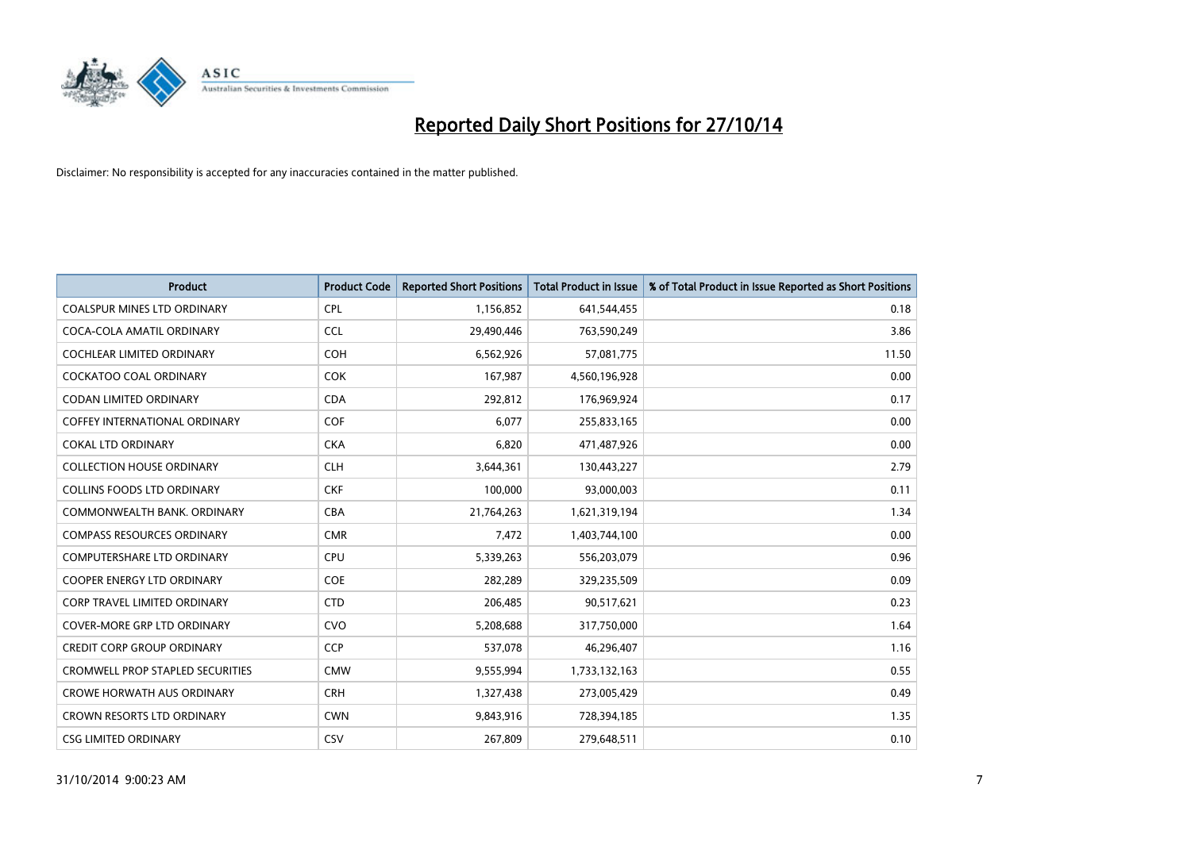# Reported Daily Short Positions for 27/10/14

Disclaimer: No responsibility is accepted for any inaccuracies contained in the matter published.

| Product | Product Code | Reported Short Positions | Total Product in Issue | % of Total Product in Issue Reported as Short Positions |
|---|---|---|---|---|
| COALSPUR MINES LTD ORDINARY | CPL | 1,156,852 | 641,544,455 | 0.18 |
| COCA-COLA AMATIL ORDINARY | CCL | 29,490,446 | 763,590,249 | 3.86 |
| COCHLEAR LIMITED ORDINARY | COH | 6,562,926 | 57,081,775 | 11.50 |
| COCKATOO COAL ORDINARY | COK | 167,987 | 4,560,196,928 | 0.00 |
| CODAN LIMITED ORDINARY | CDA | 292,812 | 176,969,924 | 0.17 |
| COFFEY INTERNATIONAL ORDINARY | COF | 6,077 | 255,833,165 | 0.00 |
| COKAL LTD ORDINARY | CKA | 6,820 | 471,487,926 | 0.00 |
| COLLECTION HOUSE ORDINARY | CLH | 3,644,361 | 130,443,227 | 2.79 |
| COLLINS FOODS LTD ORDINARY | CKF | 100,000 | 93,000,003 | 0.11 |
| COMMONWEALTH BANK. ORDINARY | CBA | 21,764,263 | 1,621,319,194 | 1.34 |
| COMPASS RESOURCES ORDINARY | CMR | 7,472 | 1,403,744,100 | 0.00 |
| COMPUTERSHARE LTD ORDINARY | CPU | 5,339,263 | 556,203,079 | 0.96 |
| COOPER ENERGY LTD ORDINARY | COE | 282,289 | 329,235,509 | 0.09 |
| CORP TRAVEL LIMITED ORDINARY | CTD | 206,485 | 90,517,621 | 0.23 |
| COVER-MORE GRP LTD ORDINARY | CVO | 5,208,688 | 317,750,000 | 1.64 |
| CREDIT CORP GROUP ORDINARY | CCP | 537,078 | 46,296,407 | 1.16 |
| CROMWELL PROP STAPLED SECURITIES | CMW | 9,555,994 | 1,733,132,163 | 0.55 |
| CROWE HORWATH AUS ORDINARY | CRH | 1,327,438 | 273,005,429 | 0.49 |
| CROWN RESORTS LTD ORDINARY | CWN | 9,843,916 | 728,394,185 | 1.35 |
| CSG LIMITED ORDINARY | CSV | 267,809 | 279,648,511 | 0.10 |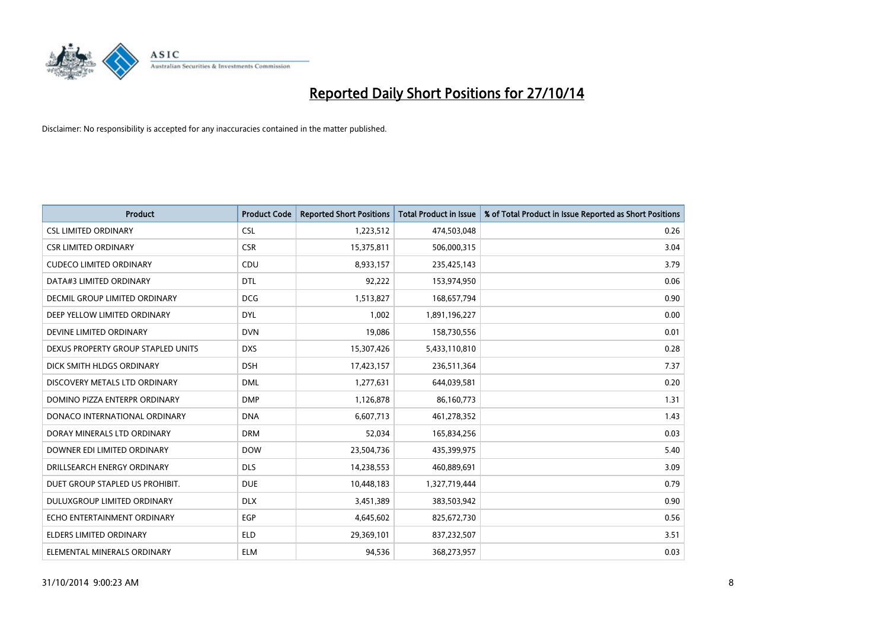# Reported Daily Short Positions for 27/10/14

Disclaimer: No responsibility is accepted for any inaccuracies contained in the matter published.

| Product | Product Code | Reported Short Positions | Total Product in Issue | % of Total Product in Issue Reported as Short Positions |
|---|---|---|---|---|
| CSL LIMITED ORDINARY | CSL | 1,223,512 | 474,503,048 | 0.26 |
| CSR LIMITED ORDINARY | CSR | 15,375,811 | 506,000,315 | 3.04 |
| CUDECO LIMITED ORDINARY | CDU | 8,933,157 | 235,425,143 | 3.79 |
| DATA#3 LIMITED ORDINARY | DTL | 92,222 | 153,974,950 | 0.06 |
| DECMIL GROUP LIMITED ORDINARY | DCG | 1,513,827 | 168,657,794 | 0.90 |
| DEEP YELLOW LIMITED ORDINARY | DYL | 1,002 | 1,891,196,227 | 0.00 |
| DEVINE LIMITED ORDINARY | DVN | 19,086 | 158,730,556 | 0.01 |
| DEXUS PROPERTY GROUP STAPLED UNITS | DXS | 15,307,426 | 5,433,110,810 | 0.28 |
| DICK SMITH HLDGS ORDINARY | DSH | 17,423,157 | 236,511,364 | 7.37 |
| DISCOVERY METALS LTD ORDINARY | DML | 1,277,631 | 644,039,581 | 0.20 |
| DOMINO PIZZA ENTERPR ORDINARY | DMP | 1,126,878 | 86,160,773 | 1.31 |
| DONACO INTERNATIONAL ORDINARY | DNA | 6,607,713 | 461,278,352 | 1.43 |
| DORAY MINERALS LTD ORDINARY | DRM | 52,034 | 165,834,256 | 0.03 |
| DOWNER EDI LIMITED ORDINARY | DOW | 23,504,736 | 435,399,975 | 5.40 |
| DRILLSEARCH ENERGY ORDINARY | DLS | 14,238,553 | 460,889,691 | 3.09 |
| DUET GROUP STAPLED US PROHIBIT. | DUE | 10,448,183 | 1,327,719,444 | 0.79 |
| DULUXGROUP LIMITED ORDINARY | DLX | 3,451,389 | 383,503,942 | 0.90 |
| ECHO ENTERTAINMENT ORDINARY | EGP | 4,645,602 | 825,672,730 | 0.56 |
| ELDERS LIMITED ORDINARY | ELD | 29,369,101 | 837,232,507 | 3.51 |
| ELEMENTAL MINERALS ORDINARY | ELM | 94,536 | 368,273,957 | 0.03 |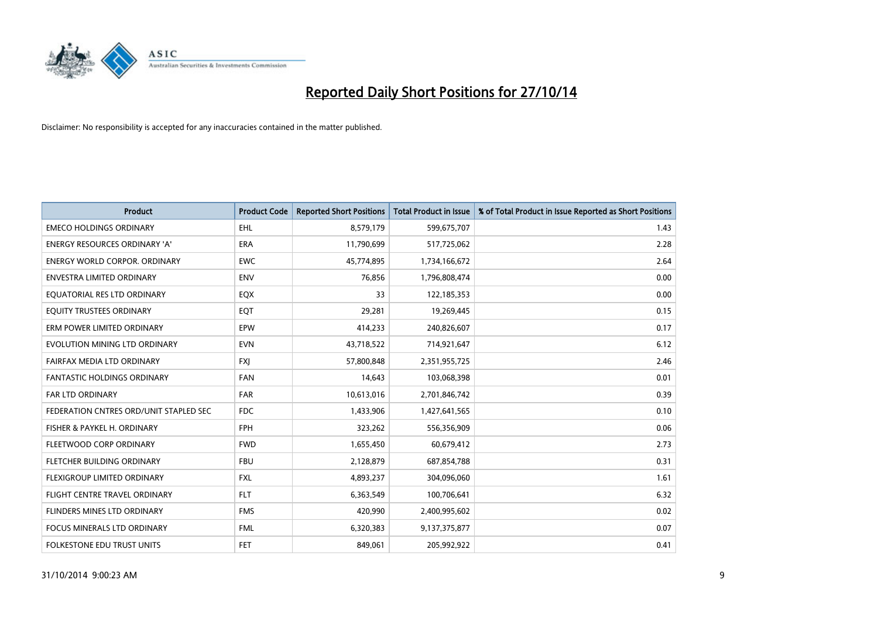# Reported Daily Short Positions for 27/10/14

Disclaimer: No responsibility is accepted for any inaccuracies contained in the matter published.

| Product | Product Code | Reported Short Positions | Total Product in Issue | % of Total Product in Issue Reported as Short Positions |
|---|---|---|---|---|
| EMECO HOLDINGS ORDINARY | EHL | 8,579,179 | 599,675,707 | 1.43 |
| ENERGY RESOURCES ORDINARY 'A' | ERA | 11,790,699 | 517,725,062 | 2.28 |
| ENERGY WORLD CORPOR. ORDINARY | EWC | 45,774,895 | 1,734,166,672 | 2.64 |
| ENVESTRA LIMITED ORDINARY | ENV | 76,856 | 1,796,808,474 | 0.00 |
| EQUATORIAL RES LTD ORDINARY | EQX | 33 | 122,185,353 | 0.00 |
| EQUITY TRUSTEES ORDINARY | EQT | 29,281 | 19,269,445 | 0.15 |
| ERM POWER LIMITED ORDINARY | EPW | 414,233 | 240,826,607 | 0.17 |
| EVOLUTION MINING LTD ORDINARY | EVN | 43,718,522 | 714,921,647 | 6.12 |
| FAIRFAX MEDIA LTD ORDINARY | FXJ | 57,800,848 | 2,351,955,725 | 2.46 |
| FANTASTIC HOLDINGS ORDINARY | FAN | 14,643 | 103,068,398 | 0.01 |
| FAR LTD ORDINARY | FAR | 10,613,016 | 2,701,846,742 | 0.39 |
| FEDERATION CNTRES ORD/UNIT STAPLED SEC | FDC | 1,433,906 | 1,427,641,565 | 0.10 |
| FISHER & PAYKEL H. ORDINARY | FPH | 323,262 | 556,356,909 | 0.06 |
| FLEETWOOD CORP ORDINARY | FWD | 1,655,450 | 60,679,412 | 2.73 |
| FLETCHER BUILDING ORDINARY | FBU | 2,128,879 | 687,854,788 | 0.31 |
| FLEXIGROUP LIMITED ORDINARY | FXL | 4,893,237 | 304,096,060 | 1.61 |
| FLIGHT CENTRE TRAVEL ORDINARY | FLT | 6,363,549 | 100,706,641 | 6.32 |
| FLINDERS MINES LTD ORDINARY | FMS | 420,990 | 2,400,995,602 | 0.02 |
| FOCUS MINERALS LTD ORDINARY | FML | 6,320,383 | 9,137,375,877 | 0.07 |
| FOLKESTONE EDU TRUST UNITS | FET | 849,061 | 205,992,922 | 0.41 |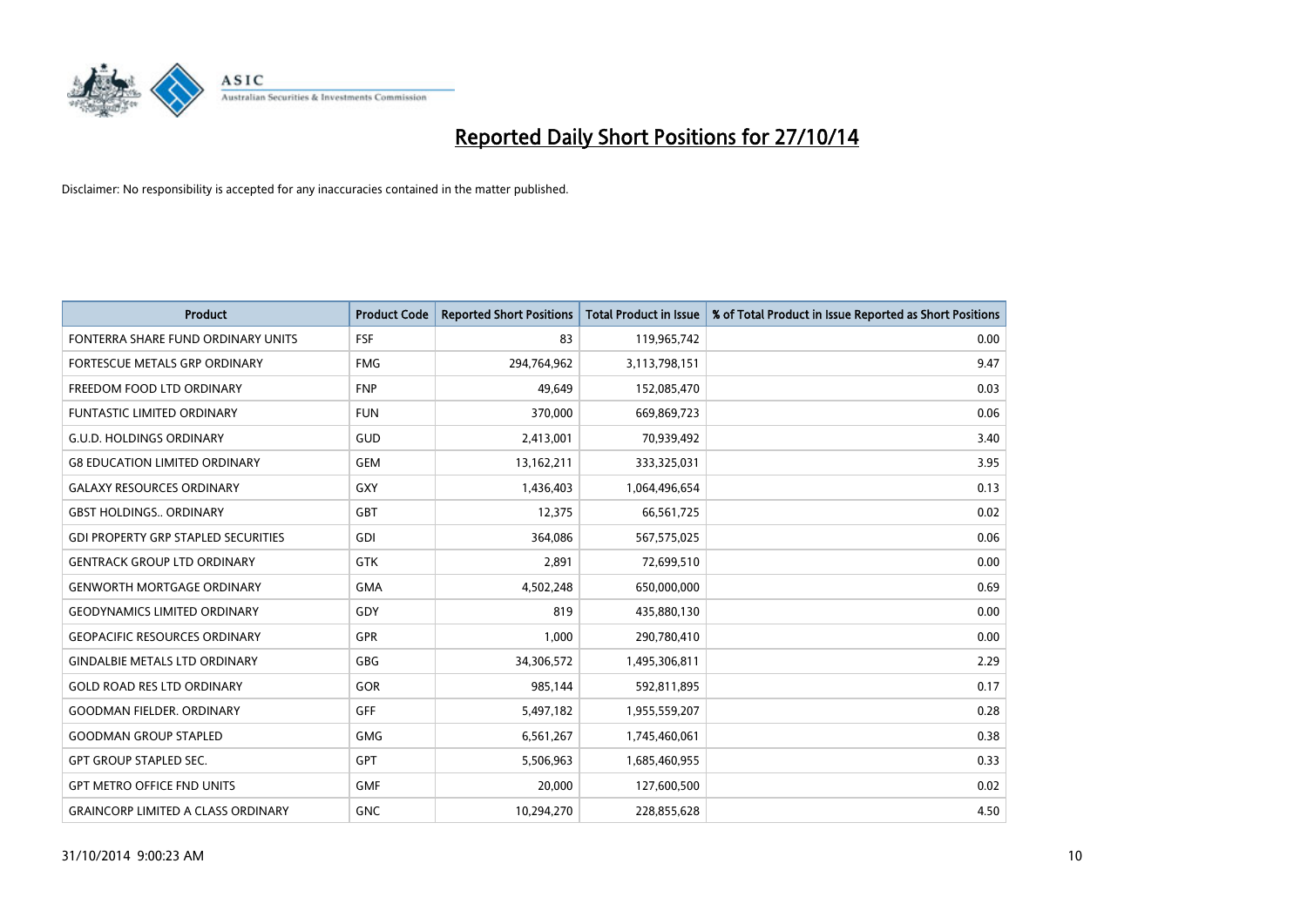# Reported Daily Short Positions for 27/10/14

Disclaimer: No responsibility is accepted for any inaccuracies contained in the matter published.

| Product | Product Code | Reported Short Positions | Total Product in Issue | % of Total Product in Issue Reported as Short Positions |
|---|---|---|---|---|
| FONTERRA SHARE FUND ORDINARY UNITS | FSF | 83 | 119,965,742 | 0.00 |
| FORTESCUE METALS GRP ORDINARY | FMG | 294,764,962 | 3,113,798,151 | 9.47 |
| FREEDOM FOOD LTD ORDINARY | FNP | 49,649 | 152,085,470 | 0.03 |
| FUNTASTIC LIMITED ORDINARY | FUN | 370,000 | 669,869,723 | 0.06 |
| G.U.D. HOLDINGS ORDINARY | GUD | 2,413,001 | 70,939,492 | 3.40 |
| G8 EDUCATION LIMITED ORDINARY | GEM | 13,162,211 | 333,325,031 | 3.95 |
| GALAXY RESOURCES ORDINARY | GXY | 1,436,403 | 1,064,496,654 | 0.13 |
| GBST HOLDINGS.. ORDINARY | GBT | 12,375 | 66,561,725 | 0.02 |
| GDI PROPERTY GRP STAPLED SECURITIES | GDI | 364,086 | 567,575,025 | 0.06 |
| GENTRACK GROUP LTD ORDINARY | GTK | 2,891 | 72,699,510 | 0.00 |
| GENWORTH MORTGAGE ORDINARY | GMA | 4,502,248 | 650,000,000 | 0.69 |
| GEODYNAMICS LIMITED ORDINARY | GDY | 819 | 435,880,130 | 0.00 |
| GEOPACIFIC RESOURCES ORDINARY | GPR | 1,000 | 290,780,410 | 0.00 |
| GINDALBIE METALS LTD ORDINARY | GBG | 34,306,572 | 1,495,306,811 | 2.29 |
| GOLD ROAD RES LTD ORDINARY | GOR | 985,144 | 592,811,895 | 0.17 |
| GOODMAN FIELDER. ORDINARY | GFF | 5,497,182 | 1,955,559,207 | 0.28 |
| GOODMAN GROUP STAPLED | GMG | 6,561,267 | 1,745,460,061 | 0.38 |
| GPT GROUP STAPLED SEC. | GPT | 5,506,963 | 1,685,460,955 | 0.33 |
| GPT METRO OFFICE FND UNITS | GMF | 20,000 | 127,600,500 | 0.02 |
| GRAINCORP LIMITED A CLASS ORDINARY | GNC | 10,294,270 | 228,855,628 | 4.50 |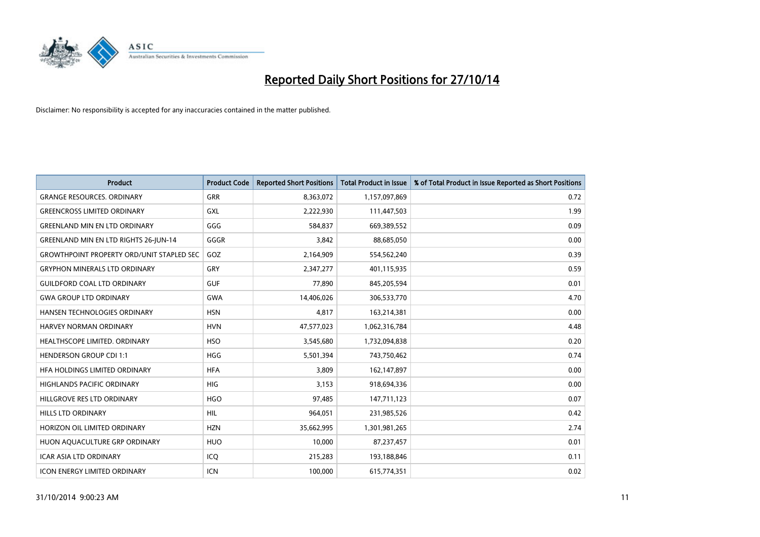# Reported Daily Short Positions for 27/10/14

Disclaimer: No responsibility is accepted for any inaccuracies contained in the matter published.

| Product | Product Code | Reported Short Positions | Total Product in Issue | % of Total Product in Issue Reported as Short Positions |
|---|---|---|---|---|
| GRANGE RESOURCES. ORDINARY | GRR | 8,363,072 | 1,157,097,869 | 0.72 |
| GREENCROSS LIMITED ORDINARY | GXL | 2,222,930 | 111,447,503 | 1.99 |
| GREENLAND MIN EN LTD ORDINARY | GGG | 584,837 | 669,389,552 | 0.09 |
| GREENLAND MIN EN LTD RIGHTS 26-JUN-14 | GGGR | 3,842 | 88,685,050 | 0.00 |
| GROWTHPOINT PROPERTY ORD/UNIT STAPLED SEC | GOZ | 2,164,909 | 554,562,240 | 0.39 |
| GRYPHON MINERALS LTD ORDINARY | GRY | 2,347,277 | 401,115,935 | 0.59 |
| GUILDFORD COAL LTD ORDINARY | GUF | 77,890 | 845,205,594 | 0.01 |
| GWA GROUP LTD ORDINARY | GWA | 14,406,026 | 306,533,770 | 4.70 |
| HANSEN TECHNOLOGIES ORDINARY | HSN | 4,817 | 163,214,381 | 0.00 |
| HARVEY NORMAN ORDINARY | HVN | 47,577,023 | 1,062,316,784 | 4.48 |
| HEALTHSCOPE LIMITED. ORDINARY | HSO | 3,545,680 | 1,732,094,838 | 0.20 |
| HENDERSON GROUP CDI 1:1 | HGG | 5,501,394 | 743,750,462 | 0.74 |
| HFA HOLDINGS LIMITED ORDINARY | HFA | 3,809 | 162,147,897 | 0.00 |
| HIGHLANDS PACIFIC ORDINARY | HIG | 3,153 | 918,694,336 | 0.00 |
| HILLGROVE RES LTD ORDINARY | HGO | 97,485 | 147,711,123 | 0.07 |
| HILLS LTD ORDINARY | HIL | 964,051 | 231,985,526 | 0.42 |
| HORIZON OIL LIMITED ORDINARY | HZN | 35,662,995 | 1,301,981,265 | 2.74 |
| HUON AQUACULTURE GRP ORDINARY | HUO | 10,000 | 87,237,457 | 0.01 |
| ICAR ASIA LTD ORDINARY | ICQ | 215,283 | 193,188,846 | 0.11 |
| ICON ENERGY LIMITED ORDINARY | ICN | 100,000 | 615,774,351 | 0.02 |

31/10/2014 9:00:23 AM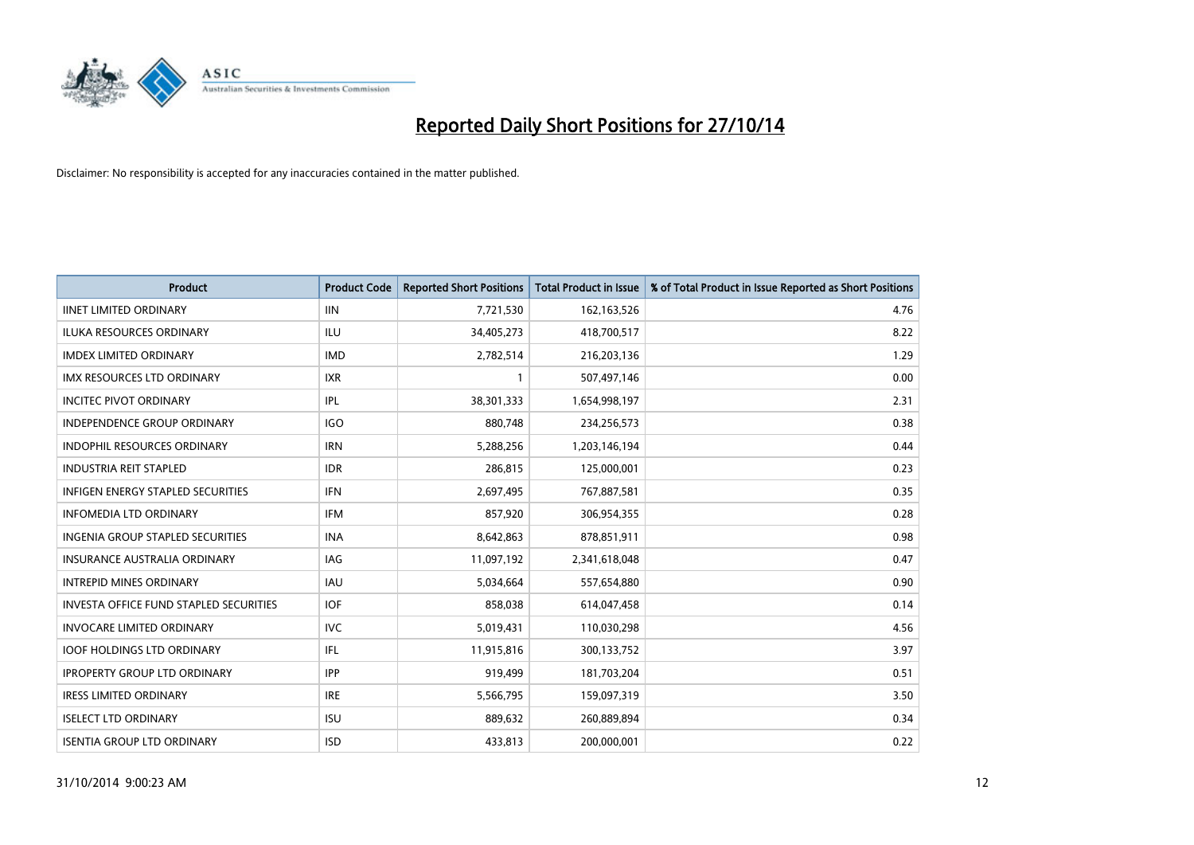# Reported Daily Short Positions for 27/10/14

Disclaimer: No responsibility is accepted for any inaccuracies contained in the matter published.

| Product | Product Code | Reported Short Positions | Total Product in Issue | % of Total Product in Issue Reported as Short Positions |
|---|---|---|---|---|
| IINET LIMITED ORDINARY | IIN | 7,721,530 | 162,163,526 | 4.76 |
| ILUKA RESOURCES ORDINARY | ILU | 34,405,273 | 418,700,517 | 8.22 |
| IMDEX LIMITED ORDINARY | IMD | 2,782,514 | 216,203,136 | 1.29 |
| IMX RESOURCES LTD ORDINARY | IXR | 1 | 507,497,146 | 0.00 |
| INCITEC PIVOT ORDINARY | IPL | 38,301,333 | 1,654,998,197 | 2.31 |
| INDEPENDENCE GROUP ORDINARY | IGO | 880,748 | 234,256,573 | 0.38 |
| INDOPHIL RESOURCES ORDINARY | IRN | 5,288,256 | 1,203,146,194 | 0.44 |
| INDUSTRIA REIT STAPLED | IDR | 286,815 | 125,000,001 | 0.23 |
| INFIGEN ENERGY STAPLED SECURITIES | IFN | 2,697,495 | 767,887,581 | 0.35 |
| INFOMEDIA LTD ORDINARY | IFM | 857,920 | 306,954,355 | 0.28 |
| INGENIA GROUP STAPLED SECURITIES | INA | 8,642,863 | 878,851,911 | 0.98 |
| INSURANCE AUSTRALIA ORDINARY | IAG | 11,097,192 | 2,341,618,048 | 0.47 |
| INTREPID MINES ORDINARY | IAU | 5,034,664 | 557,654,880 | 0.90 |
| INVESTA OFFICE FUND STAPLED SECURITIES | IOF | 858,038 | 614,047,458 | 0.14 |
| INVOCARE LIMITED ORDINARY | IVC | 5,019,431 | 110,030,298 | 4.56 |
| IOOF HOLDINGS LTD ORDINARY | IFL | 11,915,816 | 300,133,752 | 3.97 |
| IPROPERTY GROUP LTD ORDINARY | IPP | 919,499 | 181,703,204 | 0.51 |
| IRESS LIMITED ORDINARY | IRE | 5,566,795 | 159,097,319 | 3.50 |
| ISELECT LTD ORDINARY | ISU | 889,632 | 260,889,894 | 0.34 |
| ISENTIA GROUP LTD ORDINARY | ISD | 433,813 | 200,000,001 | 0.22 |

31/10/2014 9:00:23 AM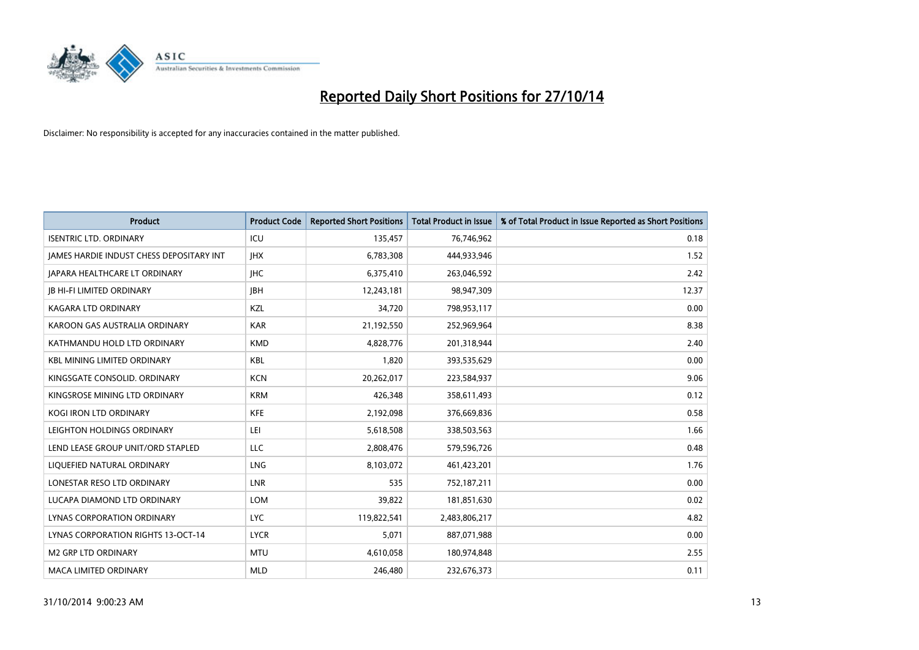# Reported Daily Short Positions for 27/10/14

Disclaimer: No responsibility is accepted for any inaccuracies contained in the matter published.

| Product | Product Code | Reported Short Positions | Total Product in Issue | % of Total Product in Issue Reported as Short Positions |
|---|---|---|---|---|
| ISENTRIC LTD. ORDINARY | ICU | 135,457 | 76,746,962 | 0.18 |
| JAMES HARDIE INDUST CHESS DEPOSITARY INT | JHX | 6,783,308 | 444,933,946 | 1.52 |
| JAPARA HEALTHCARE LT ORDINARY | JHC | 6,375,410 | 263,046,592 | 2.42 |
| JB HI-FI LIMITED ORDINARY | JBH | 12,243,181 | 98,947,309 | 12.37 |
| KAGARA LTD ORDINARY | KZL | 34,720 | 798,953,117 | 0.00 |
| KAROON GAS AUSTRALIA ORDINARY | KAR | 21,192,550 | 252,969,964 | 8.38 |
| KATHMANDU HOLD LTD ORDINARY | KMD | 4,828,776 | 201,318,944 | 2.40 |
| KBL MINING LIMITED ORDINARY | KBL | 1,820 | 393,535,629 | 0.00 |
| KINGSGATE CONSOLID. ORDINARY | KCN | 20,262,017 | 223,584,937 | 9.06 |
| KINGSROSE MINING LTD ORDINARY | KRM | 426,348 | 358,611,493 | 0.12 |
| KOGI IRON LTD ORDINARY | KFE | 2,192,098 | 376,669,836 | 0.58 |
| LEIGHTON HOLDINGS ORDINARY | LEI | 5,618,508 | 338,503,563 | 1.66 |
| LEND LEASE GROUP UNIT/ORD STAPLED | LLC | 2,808,476 | 579,596,726 | 0.48 |
| LIQUEFIED NATURAL ORDINARY | LNG | 8,103,072 | 461,423,201 | 1.76 |
| LONESTAR RESO LTD ORDINARY | LNR | 535 | 752,187,211 | 0.00 |
| LUCAPA DIAMOND LTD ORDINARY | LOM | 39,822 | 181,851,630 | 0.02 |
| LYNAS CORPORATION ORDINARY | LYC | 119,822,541 | 2,483,806,217 | 4.82 |
| LYNAS CORPORATION RIGHTS 13-OCT-14 | LYCR | 5,071 | 887,071,988 | 0.00 |
| M2 GRP LTD ORDINARY | MTU | 4,610,058 | 180,974,848 | 2.55 |
| MACA LIMITED ORDINARY | MLD | 246,480 | 232,676,373 | 0.11 |

31/10/2014 9:00:23 AM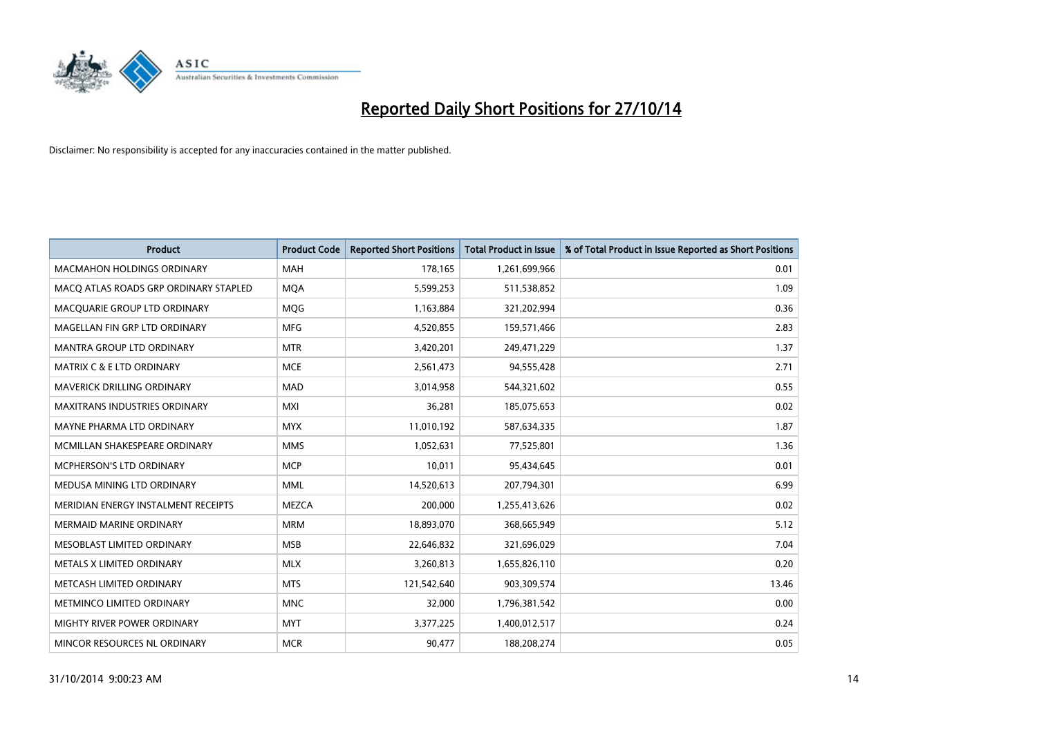# Reported Daily Short Positions for 27/10/14

Disclaimer: No responsibility is accepted for any inaccuracies contained in the matter published.

| Product | Product Code | Reported Short Positions | Total Product in Issue | % of Total Product in Issue Reported as Short Positions |
|---|---|---|---|---|
| MACMAHON HOLDINGS ORDINARY | MAH | 178,165 | 1,261,699,966 | 0.01 |
| MACQ ATLAS ROADS GRP ORDINARY STAPLED | MQA | 5,599,253 | 511,538,852 | 1.09 |
| MACQUARIE GROUP LTD ORDINARY | MQG | 1,163,884 | 321,202,994 | 0.36 |
| MAGELLAN FIN GRP LTD ORDINARY | MFG | 4,520,855 | 159,571,466 | 2.83 |
| MANTRA GROUP LTD ORDINARY | MTR | 3,420,201 | 249,471,229 | 1.37 |
| MATRIX C & E LTD ORDINARY | MCE | 2,561,473 | 94,555,428 | 2.71 |
| MAVERICK DRILLING ORDINARY | MAD | 3,014,958 | 544,321,602 | 0.55 |
| MAXITRANS INDUSTRIES ORDINARY | MXI | 36,281 | 185,075,653 | 0.02 |
| MAYNE PHARMA LTD ORDINARY | MYX | 11,010,192 | 587,634,335 | 1.87 |
| MCMILLAN SHAKESPEARE ORDINARY | MMS | 1,052,631 | 77,525,801 | 1.36 |
| MCPHERSON'S LTD ORDINARY | MCP | 10,011 | 95,434,645 | 0.01 |
| MEDUSA MINING LTD ORDINARY | MML | 14,520,613 | 207,794,301 | 6.99 |
| MERIDIAN ENERGY INSTALMENT RECEIPTS | MEZCA | 200,000 | 1,255,413,626 | 0.02 |
| MERMAID MARINE ORDINARY | MRM | 18,893,070 | 368,665,949 | 5.12 |
| MESOBLAST LIMITED ORDINARY | MSB | 22,646,832 | 321,696,029 | 7.04 |
| METALS X LIMITED ORDINARY | MLX | 3,260,813 | 1,655,826,110 | 0.20 |
| METCASH LIMITED ORDINARY | MTS | 121,542,640 | 903,309,574 | 13.46 |
| METMINCO LIMITED ORDINARY | MNC | 32,000 | 1,796,381,542 | 0.00 |
| MIGHTY RIVER POWER ORDINARY | MYT | 3,377,225 | 1,400,012,517 | 0.24 |
| MINCOR RESOURCES NL ORDINARY | MCR | 90,477 | 188,208,274 | 0.05 |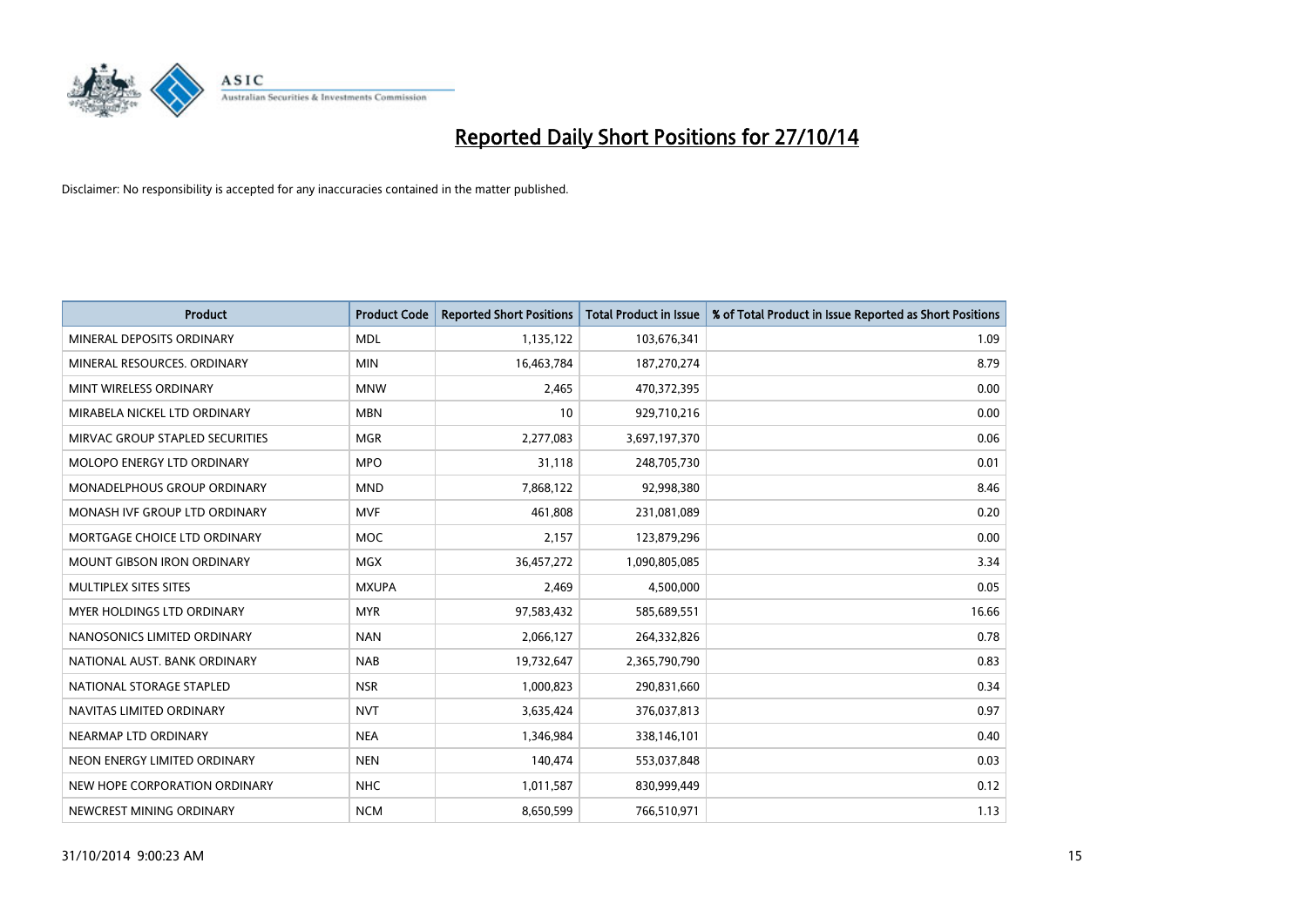# Reported Daily Short Positions for 27/10/14

Disclaimer: No responsibility is accepted for any inaccuracies contained in the matter published.

| Product | Product Code | Reported Short Positions | Total Product in Issue | % of Total Product in Issue Reported as Short Positions |
|---|---|---|---|---|
| MINERAL DEPOSITS ORDINARY | MDL | 1,135,122 | 103,676,341 | 1.09 |
| MINERAL RESOURCES. ORDINARY | MIN | 16,463,784 | 187,270,274 | 8.79 |
| MINT WIRELESS ORDINARY | MNW | 2,465 | 470,372,395 | 0.00 |
| MIRABELA NICKEL LTD ORDINARY | MBN | 10 | 929,710,216 | 0.00 |
| MIRVAC GROUP STAPLED SECURITIES | MGR | 2,277,083 | 3,697,197,370 | 0.06 |
| MOLOPO ENERGY LTD ORDINARY | MPO | 31,118 | 248,705,730 | 0.01 |
| MONADELPHOUS GROUP ORDINARY | MND | 7,868,122 | 92,998,380 | 8.46 |
| MONASH IVF GROUP LTD ORDINARY | MVF | 461,808 | 231,081,089 | 0.20 |
| MORTGAGE CHOICE LTD ORDINARY | MOC | 2,157 | 123,879,296 | 0.00 |
| MOUNT GIBSON IRON ORDINARY | MGX | 36,457,272 | 1,090,805,085 | 3.34 |
| MULTIPLEX SITES SITES | MXUPA | 2,469 | 4,500,000 | 0.05 |
| MYER HOLDINGS LTD ORDINARY | MYR | 97,583,432 | 585,689,551 | 16.66 |
| NANOSONICS LIMITED ORDINARY | NAN | 2,066,127 | 264,332,826 | 0.78 |
| NATIONAL AUST. BANK ORDINARY | NAB | 19,732,647 | 2,365,790,790 | 0.83 |
| NATIONAL STORAGE STAPLED | NSR | 1,000,823 | 290,831,660 | 0.34 |
| NAVITAS LIMITED ORDINARY | NVT | 3,635,424 | 376,037,813 | 0.97 |
| NEARMAP LTD ORDINARY | NEA | 1,346,984 | 338,146,101 | 0.40 |
| NEON ENERGY LIMITED ORDINARY | NEN | 140,474 | 553,037,848 | 0.03 |
| NEW HOPE CORPORATION ORDINARY | NHC | 1,011,587 | 830,999,449 | 0.12 |
| NEWCREST MINING ORDINARY | NCM | 8,650,599 | 766,510,971 | 1.13 |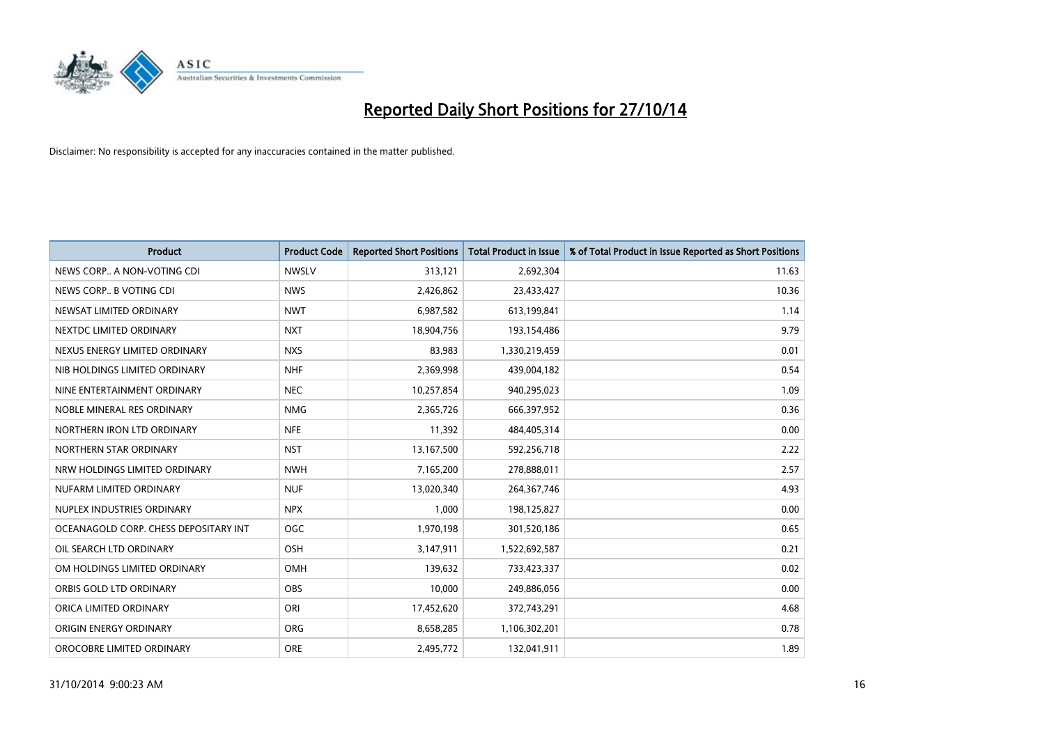# Reported Daily Short Positions for 27/10/14

Disclaimer: No responsibility is accepted for any inaccuracies contained in the matter published.

| Product | Product Code | Reported Short Positions | Total Product in Issue | % of Total Product in Issue Reported as Short Positions |
|---|---|---|---|---|
| NEWS CORP.. A NON-VOTING CDI | NWSLV | 313,121 | 2,692,304 | 11.63 |
| NEWS CORP.. B VOTING CDI | NWS | 2,426,862 | 23,433,427 | 10.36 |
| NEWSAT LIMITED ORDINARY | NWT | 6,987,582 | 613,199,841 | 1.14 |
| NEXTDC LIMITED ORDINARY | NXT | 18,904,756 | 193,154,486 | 9.79 |
| NEXUS ENERGY LIMITED ORDINARY | NXS | 83,983 | 1,330,219,459 | 0.01 |
| NIB HOLDINGS LIMITED ORDINARY | NHF | 2,369,998 | 439,004,182 | 0.54 |
| NINE ENTERTAINMENT ORDINARY | NEC | 10,257,854 | 940,295,023 | 1.09 |
| NOBLE MINERAL RES ORDINARY | NMG | 2,365,726 | 666,397,952 | 0.36 |
| NORTHERN IRON LTD ORDINARY | NFE | 11,392 | 484,405,314 | 0.00 |
| NORTHERN STAR ORDINARY | NST | 13,167,500 | 592,256,718 | 2.22 |
| NRW HOLDINGS LIMITED ORDINARY | NWH | 7,165,200 | 278,888,011 | 2.57 |
| NUFARM LIMITED ORDINARY | NUF | 13,020,340 | 264,367,746 | 4.93 |
| NUPLEX INDUSTRIES ORDINARY | NPX | 1,000 | 198,125,827 | 0.00 |
| OCEANAGOLD CORP. CHESS DEPOSITARY INT | OGC | 1,970,198 | 301,520,186 | 0.65 |
| OIL SEARCH LTD ORDINARY | OSH | 3,147,911 | 1,522,692,587 | 0.21 |
| OM HOLDINGS LIMITED ORDINARY | OMH | 139,632 | 733,423,337 | 0.02 |
| ORBIS GOLD LTD ORDINARY | OBS | 10,000 | 249,886,056 | 0.00 |
| ORICA LIMITED ORDINARY | ORI | 17,452,620 | 372,743,291 | 4.68 |
| ORIGIN ENERGY ORDINARY | ORG | 8,658,285 | 1,106,302,201 | 0.78 |
| OROCOBRE LIMITED ORDINARY | ORE | 2,495,772 | 132,041,911 | 1.89 |

31/10/2014 9:00:23 AM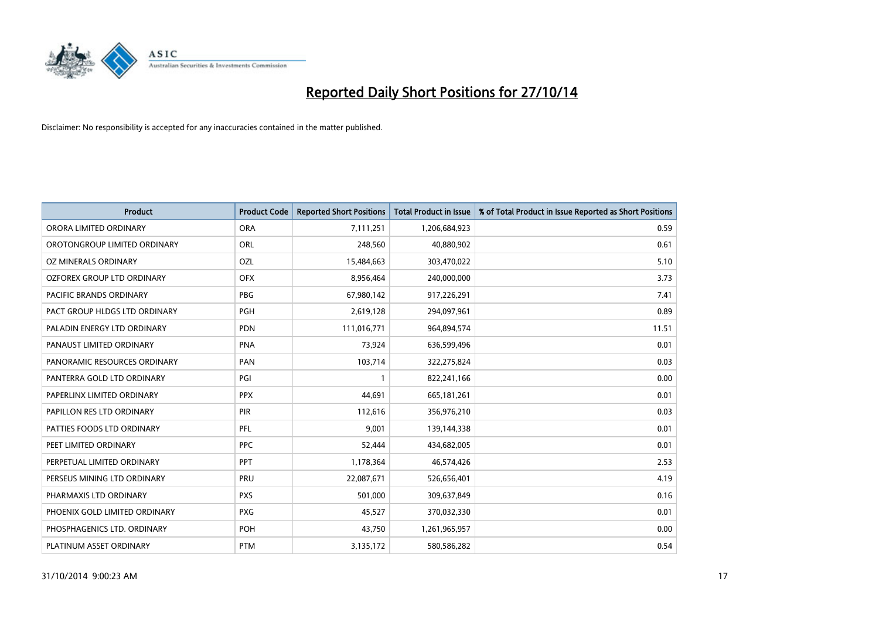# Reported Daily Short Positions for 27/10/14

Disclaimer: No responsibility is accepted for any inaccuracies contained in the matter published.

| Product | Product Code | Reported Short Positions | Total Product in Issue | % of Total Product in Issue Reported as Short Positions |
|---|---|---|---|---|
| ORORA LIMITED ORDINARY | ORA | 7,111,251 | 1,206,684,923 | 0.59 |
| OROTONGROUP LIMITED ORDINARY | ORL | 248,560 | 40,880,902 | 0.61 |
| OZ MINERALS ORDINARY | OZL | 15,484,663 | 303,470,022 | 5.10 |
| OZFOREX GROUP LTD ORDINARY | OFX | 8,956,464 | 240,000,000 | 3.73 |
| PACIFIC BRANDS ORDINARY | PBG | 67,980,142 | 917,226,291 | 7.41 |
| PACT GROUP HLDGS LTD ORDINARY | PGH | 2,619,128 | 294,097,961 | 0.89 |
| PALADIN ENERGY LTD ORDINARY | PDN | 111,016,771 | 964,894,574 | 11.51 |
| PANAUST LIMITED ORDINARY | PNA | 73,924 | 636,599,496 | 0.01 |
| PANORAMIC RESOURCES ORDINARY | PAN | 103,714 | 322,275,824 | 0.03 |
| PANTERRA GOLD LTD ORDINARY | PGI | 1 | 822,241,166 | 0.00 |
| PAPERLINX LIMITED ORDINARY | PPX | 44,691 | 665,181,261 | 0.01 |
| PAPILLON RES LTD ORDINARY | PIR | 112,616 | 356,976,210 | 0.03 |
| PATTIES FOODS LTD ORDINARY | PFL | 9,001 | 139,144,338 | 0.01 |
| PEET LIMITED ORDINARY | PPC | 52,444 | 434,682,005 | 0.01 |
| PERPETUAL LIMITED ORDINARY | PPT | 1,178,364 | 46,574,426 | 2.53 |
| PERSEUS MINING LTD ORDINARY | PRU | 22,087,671 | 526,656,401 | 4.19 |
| PHARMAXIS LTD ORDINARY | PXS | 501,000 | 309,637,849 | 0.16 |
| PHOENIX GOLD LIMITED ORDINARY | PXG | 45,527 | 370,032,330 | 0.01 |
| PHOSPHAGENICS LTD. ORDINARY | POH | 43,750 | 1,261,965,957 | 0.00 |
| PLATINUM ASSET ORDINARY | PTM | 3,135,172 | 580,586,282 | 0.54 |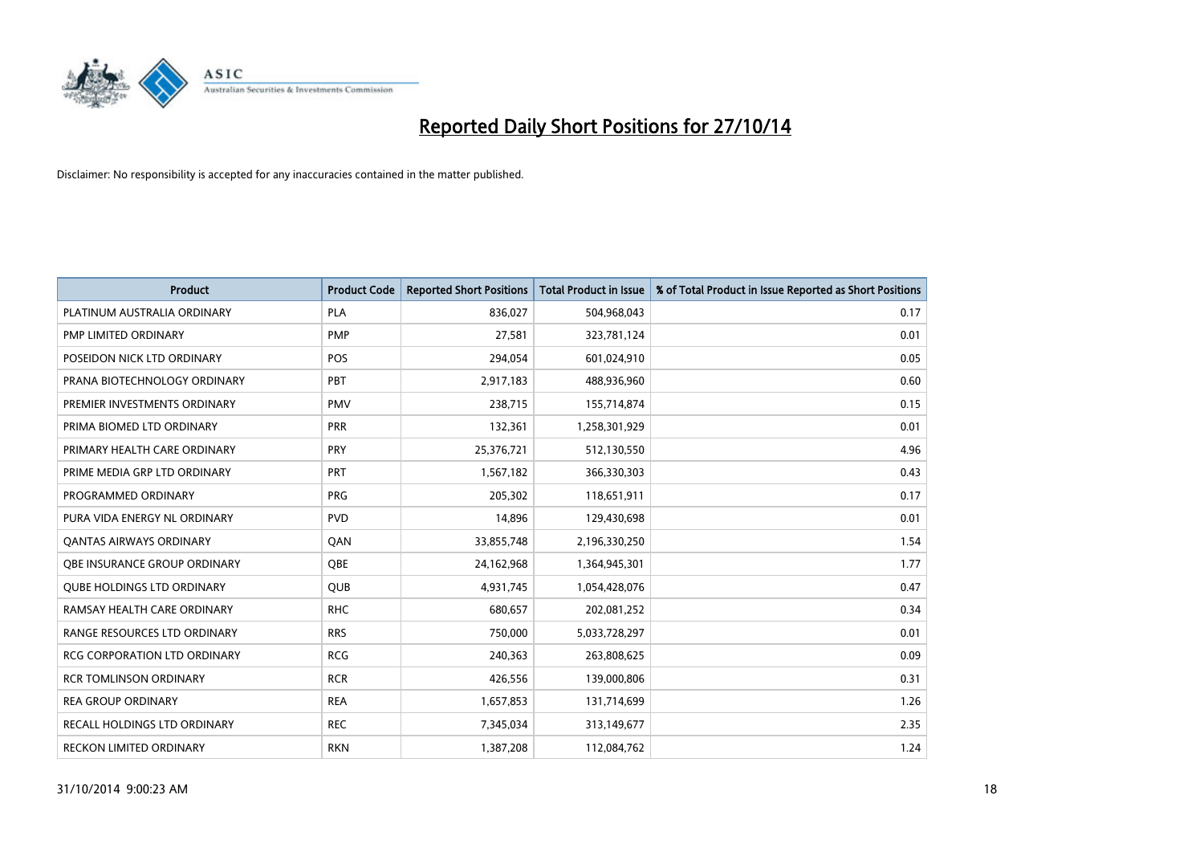# Reported Daily Short Positions for 27/10/14

Disclaimer: No responsibility is accepted for any inaccuracies contained in the matter published.

| Product | Product Code | Reported Short Positions | Total Product in Issue | % of Total Product in Issue Reported as Short Positions |
|---|---|---|---|---|
| PLATINUM AUSTRALIA ORDINARY | PLA | 836,027 | 504,968,043 | 0.17 |
| PMP LIMITED ORDINARY | PMP | 27,581 | 323,781,124 | 0.01 |
| POSEIDON NICK LTD ORDINARY | POS | 294,054 | 601,024,910 | 0.05 |
| PRANA BIOTECHNOLOGY ORDINARY | PBT | 2,917,183 | 488,936,960 | 0.60 |
| PREMIER INVESTMENTS ORDINARY | PMV | 238,715 | 155,714,874 | 0.15 |
| PRIMA BIOMED LTD ORDINARY | PRR | 132,361 | 1,258,301,929 | 0.01 |
| PRIMARY HEALTH CARE ORDINARY | PRY | 25,376,721 | 512,130,550 | 4.96 |
| PRIME MEDIA GRP LTD ORDINARY | PRT | 1,567,182 | 366,330,303 | 0.43 |
| PROGRAMMED ORDINARY | PRG | 205,302 | 118,651,911 | 0.17 |
| PURA VIDA ENERGY NL ORDINARY | PVD | 14,896 | 129,430,698 | 0.01 |
| QANTAS AIRWAYS ORDINARY | QAN | 33,855,748 | 2,196,330,250 | 1.54 |
| QBE INSURANCE GROUP ORDINARY | QBE | 24,162,968 | 1,364,945,301 | 1.77 |
| QUBE HOLDINGS LTD ORDINARY | QUB | 4,931,745 | 1,054,428,076 | 0.47 |
| RAMSAY HEALTH CARE ORDINARY | RHC | 680,657 | 202,081,252 | 0.34 |
| RANGE RESOURCES LTD ORDINARY | RRS | 750,000 | 5,033,728,297 | 0.01 |
| RCG CORPORATION LTD ORDINARY | RCG | 240,363 | 263,808,625 | 0.09 |
| RCR TOMLINSON ORDINARY | RCR | 426,556 | 139,000,806 | 0.31 |
| REA GROUP ORDINARY | REA | 1,657,853 | 131,714,699 | 1.26 |
| RECALL HOLDINGS LTD ORDINARY | REC | 7,345,034 | 313,149,677 | 2.35 |
| RECKON LIMITED ORDINARY | RKN | 1,387,208 | 112,084,762 | 1.24 |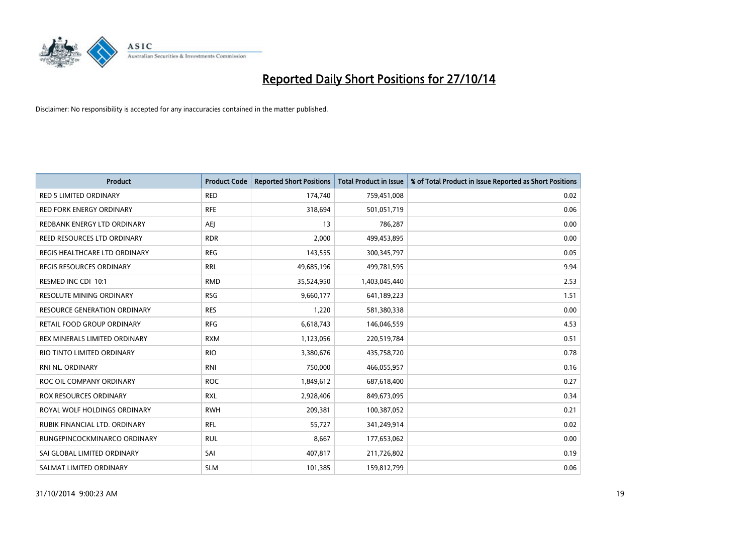# Reported Daily Short Positions for 27/10/14

Disclaimer: No responsibility is accepted for any inaccuracies contained in the matter published.

| Product | Product Code | Reported Short Positions | Total Product in Issue | % of Total Product in Issue Reported as Short Positions |
| --- | --- | --- | --- | --- |
| RED 5 LIMITED ORDINARY | RED | 174,740 | 759,451,008 | 0.02 |
| RED FORK ENERGY ORDINARY | RFE | 318,694 | 501,051,719 | 0.06 |
| REDBANK ENERGY LTD ORDINARY | AEJ | 13 | 786,287 | 0.00 |
| REED RESOURCES LTD ORDINARY | RDR | 2,000 | 499,453,895 | 0.00 |
| REGIS HEALTHCARE LTD ORDINARY | REG | 143,555 | 300,345,797 | 0.05 |
| REGIS RESOURCES ORDINARY | RRL | 49,685,196 | 499,781,595 | 9.94 |
| RESMED INC CDI 10:1 | RMD | 35,524,950 | 1,403,045,440 | 2.53 |
| RESOLUTE MINING ORDINARY | RSG | 9,660,177 | 641,189,223 | 1.51 |
| RESOURCE GENERATION ORDINARY | RES | 1,220 | 581,380,338 | 0.00 |
| RETAIL FOOD GROUP ORDINARY | RFG | 6,618,743 | 146,046,559 | 4.53 |
| REX MINERALS LIMITED ORDINARY | RXM | 1,123,056 | 220,519,784 | 0.51 |
| RIO TINTO LIMITED ORDINARY | RIO | 3,380,676 | 435,758,720 | 0.78 |
| RNI NL. ORDINARY | RNI | 750,000 | 466,055,957 | 0.16 |
| ROC OIL COMPANY ORDINARY | ROC | 1,849,612 | 687,618,400 | 0.27 |
| ROX RESOURCES ORDINARY | RXL | 2,928,406 | 849,673,095 | 0.34 |
| ROYAL WOLF HOLDINGS ORDINARY | RWH | 209,381 | 100,387,052 | 0.21 |
| RUBIK FINANCIAL LTD. ORDINARY | RFL | 55,727 | 341,249,914 | 0.02 |
| RUNGEPINCOCKMINARCO ORDINARY | RUL | 8,667 | 177,653,062 | 0.00 |
| SAI GLOBAL LIMITED ORDINARY | SAI | 407,817 | 211,726,802 | 0.19 |
| SALMAT LIMITED ORDINARY | SLM | 101,385 | 159,812,799 | 0.06 |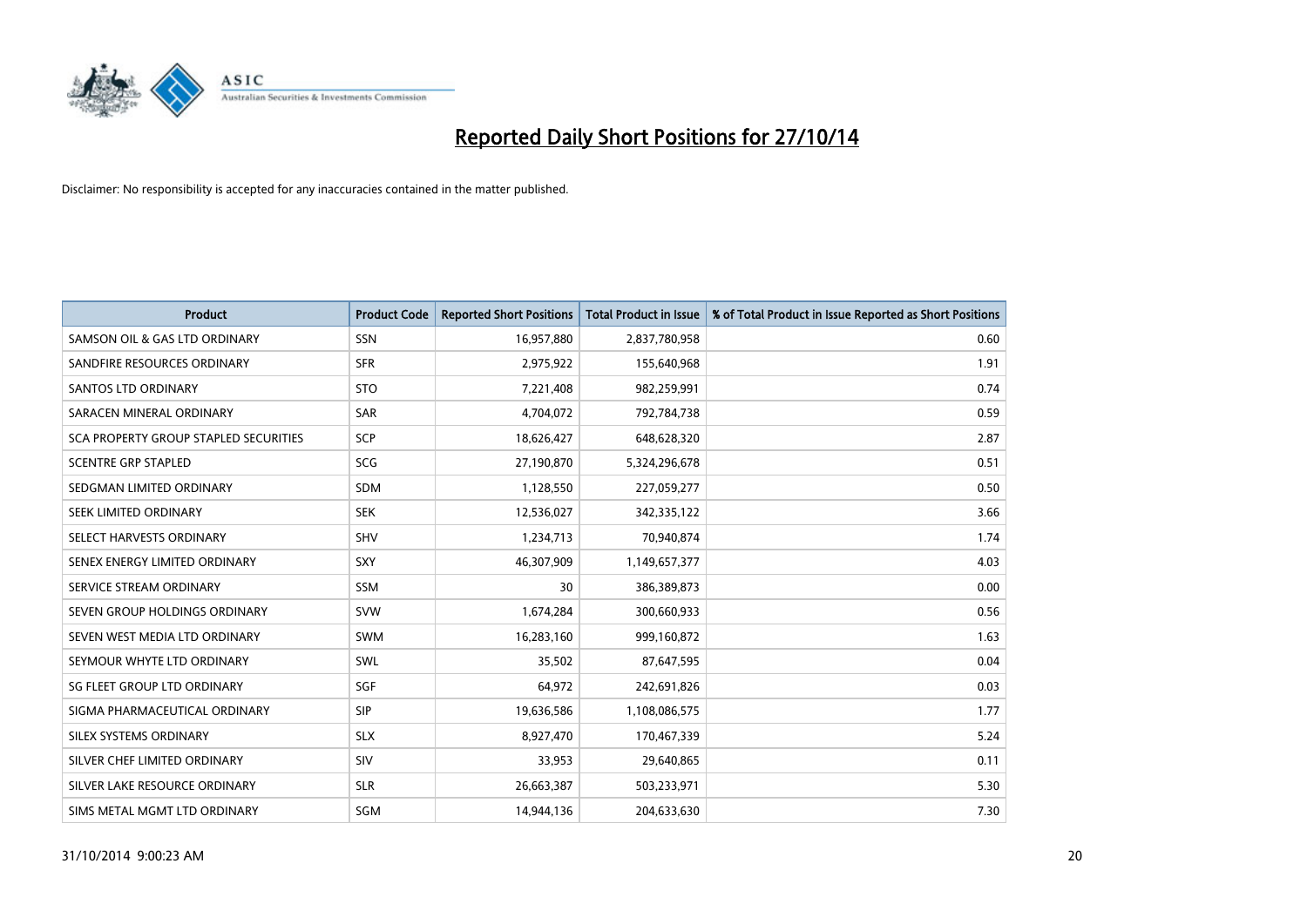# Reported Daily Short Positions for 27/10/14

Disclaimer: No responsibility is accepted for any inaccuracies contained in the matter published.

| Product | Product Code | Reported Short Positions | Total Product in Issue | % of Total Product in Issue Reported as Short Positions |
|---|---|---|---|---|
| SAMSON OIL & GAS LTD ORDINARY | SSN | 16,957,880 | 2,837,780,958 | 0.60 |
| SANDFIRE RESOURCES ORDINARY | SFR | 2,975,922 | 155,640,968 | 1.91 |
| SANTOS LTD ORDINARY | STO | 7,221,408 | 982,259,991 | 0.74 |
| SARACEN MINERAL ORDINARY | SAR | 4,704,072 | 792,784,738 | 0.59 |
| SCA PROPERTY GROUP STAPLED SECURITIES | SCP | 18,626,427 | 648,628,320 | 2.87 |
| SCENTRE GRP STAPLED | SCG | 27,190,870 | 5,324,296,678 | 0.51 |
| SEDGMAN LIMITED ORDINARY | SDM | 1,128,550 | 227,059,277 | 0.50 |
| SEEK LIMITED ORDINARY | SEK | 12,536,027 | 342,335,122 | 3.66 |
| SELECT HARVESTS ORDINARY | SHV | 1,234,713 | 70,940,874 | 1.74 |
| SENEX ENERGY LIMITED ORDINARY | SXY | 46,307,909 | 1,149,657,377 | 4.03 |
| SERVICE STREAM ORDINARY | SSM | 30 | 386,389,873 | 0.00 |
| SEVEN GROUP HOLDINGS ORDINARY | SVW | 1,674,284 | 300,660,933 | 0.56 |
| SEVEN WEST MEDIA LTD ORDINARY | SWM | 16,283,160 | 999,160,872 | 1.63 |
| SEYMOUR WHYTE LTD ORDINARY | SWL | 35,502 | 87,647,595 | 0.04 |
| SG FLEET GROUP LTD ORDINARY | SGF | 64,972 | 242,691,826 | 0.03 |
| SIGMA PHARMACEUTICAL ORDINARY | SIP | 19,636,586 | 1,108,086,575 | 1.77 |
| SILEX SYSTEMS ORDINARY | SLX | 8,927,470 | 170,467,339 | 5.24 |
| SILVER CHEF LIMITED ORDINARY | SIV | 33,953 | 29,640,865 | 0.11 |
| SILVER LAKE RESOURCE ORDINARY | SLR | 26,663,387 | 503,233,971 | 5.30 |
| SIMS METAL MGMT LTD ORDINARY | SGM | 14,944,136 | 204,633,630 | 7.30 |

31/10/2014 9:00:23 AM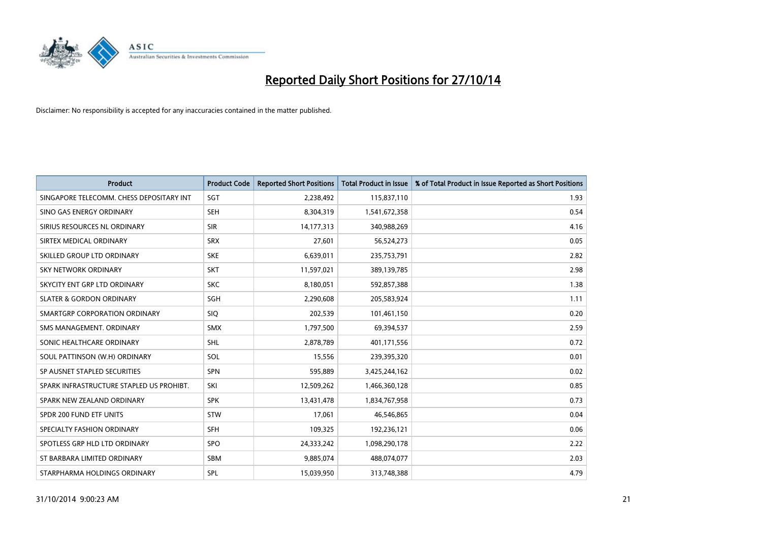# Reported Daily Short Positions for 27/10/14

Disclaimer: No responsibility is accepted for any inaccuracies contained in the matter published.

| Product | Product Code | Reported Short Positions | Total Product in Issue | % of Total Product in Issue Reported as Short Positions |
|---|---|---|---|---|
| SINGAPORE TELECOMM. CHESS DEPOSITARY INT | SGT | 2,238,492 | 115,837,110 | 1.93 |
| SINO GAS ENERGY ORDINARY | SEH | 8,304,319 | 1,541,672,358 | 0.54 |
| SIRIUS RESOURCES NL ORDINARY | SIR | 14,177,313 | 340,988,269 | 4.16 |
| SIRTEX MEDICAL ORDINARY | SRX | 27,601 | 56,524,273 | 0.05 |
| SKILLED GROUP LTD ORDINARY | SKE | 6,639,011 | 235,753,791 | 2.82 |
| SKY NETWORK ORDINARY | SKT | 11,597,021 | 389,139,785 | 2.98 |
| SKYCITY ENT GRP LTD ORDINARY | SKC | 8,180,051 | 592,857,388 | 1.38 |
| SLATER & GORDON ORDINARY | SGH | 2,290,608 | 205,583,924 | 1.11 |
| SMARTGRP CORPORATION ORDINARY | SIQ | 202,539 | 101,461,150 | 0.20 |
| SMS MANAGEMENT. ORDINARY | SMX | 1,797,500 | 69,394,537 | 2.59 |
| SONIC HEALTHCARE ORDINARY | SHL | 2,878,789 | 401,171,556 | 0.72 |
| SOUL PATTINSON (W.H) ORDINARY | SOL | 15,556 | 239,395,320 | 0.01 |
| SP AUSNET STAPLED SECURITIES | SPN | 595,889 | 3,425,244,162 | 0.02 |
| SPARK INFRASTRUCTURE STAPLED US PROHIBT. | SKI | 12,509,262 | 1,466,360,128 | 0.85 |
| SPARK NEW ZEALAND ORDINARY | SPK | 13,431,478 | 1,834,767,958 | 0.73 |
| SPDR 200 FUND ETF UNITS | STW | 17,061 | 46,546,865 | 0.04 |
| SPECIALTY FASHION ORDINARY | SFH | 109,325 | 192,236,121 | 0.06 |
| SPOTLESS GRP HLD LTD ORDINARY | SPO | 24,333,242 | 1,098,290,178 | 2.22 |
| ST BARBARA LIMITED ORDINARY | SBM | 9,885,074 | 488,074,077 | 2.03 |
| STARPHARMA HOLDINGS ORDINARY | SPL | 15,039,950 | 313,748,388 | 4.79 |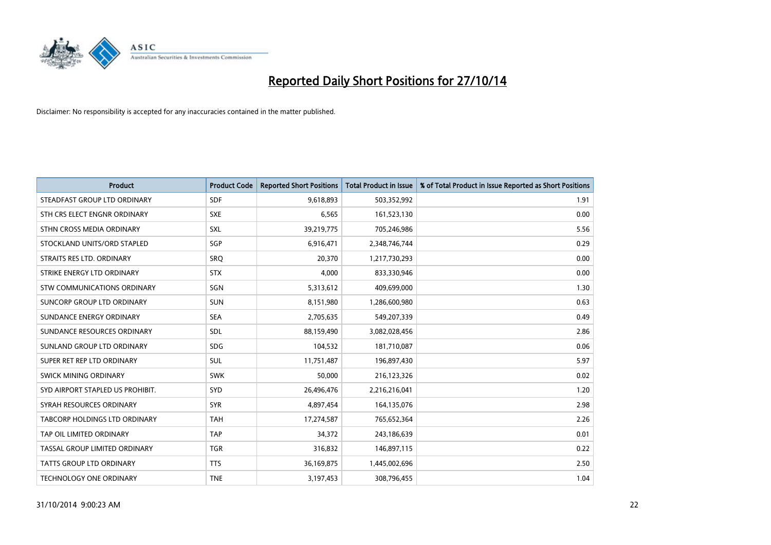# Reported Daily Short Positions for 27/10/14

Disclaimer: No responsibility is accepted for any inaccuracies contained in the matter published.

| Product | Product Code | Reported Short Positions | Total Product in Issue | % of Total Product in Issue Reported as Short Positions |
|---|---|---|---|---|
| STEADFAST GROUP LTD ORDINARY | SDF | 9,618,893 | 503,352,992 | 1.91 |
| STH CRS ELECT ENGNR ORDINARY | SXE | 6,565 | 161,523,130 | 0.00 |
| STHN CROSS MEDIA ORDINARY | SXL | 39,219,775 | 705,246,986 | 5.56 |
| STOCKLAND UNITS/ORD STAPLED | SGP | 6,916,471 | 2,348,746,744 | 0.29 |
| STRAITS RES LTD. ORDINARY | SRQ | 20,370 | 1,217,730,293 | 0.00 |
| STRIKE ENERGY LTD ORDINARY | STX | 4,000 | 833,330,946 | 0.00 |
| STW COMMUNICATIONS ORDINARY | SGN | 5,313,612 | 409,699,000 | 1.30 |
| SUNCORP GROUP LTD ORDINARY | SUN | 8,151,980 | 1,286,600,980 | 0.63 |
| SUNDANCE ENERGY ORDINARY | SEA | 2,705,635 | 549,207,339 | 0.49 |
| SUNDANCE RESOURCES ORDINARY | SDL | 88,159,490 | 3,082,028,456 | 2.86 |
| SUNLAND GROUP LTD ORDINARY | SDG | 104,532 | 181,710,087 | 0.06 |
| SUPER RET REP LTD ORDINARY | SUL | 11,751,487 | 196,897,430 | 5.97 |
| SWICK MINING ORDINARY | SWK | 50,000 | 216,123,326 | 0.02 |
| SYD AIRPORT STAPLED US PROHIBIT. | SYD | 26,496,476 | 2,216,216,041 | 1.20 |
| SYRAH RESOURCES ORDINARY | SYR | 4,897,454 | 164,135,076 | 2.98 |
| TABCORP HOLDINGS LTD ORDINARY | TAH | 17,274,587 | 765,652,364 | 2.26 |
| TAP OIL LIMITED ORDINARY | TAP | 34,372 | 243,186,639 | 0.01 |
| TASSAL GROUP LIMITED ORDINARY | TGR | 316,832 | 146,897,115 | 0.22 |
| TATTS GROUP LTD ORDINARY | TTS | 36,169,875 | 1,445,002,696 | 2.50 |
| TECHNOLOGY ONE ORDINARY | TNE | 3,197,453 | 308,796,455 | 1.04 |

31/10/2014 9:00:23 AM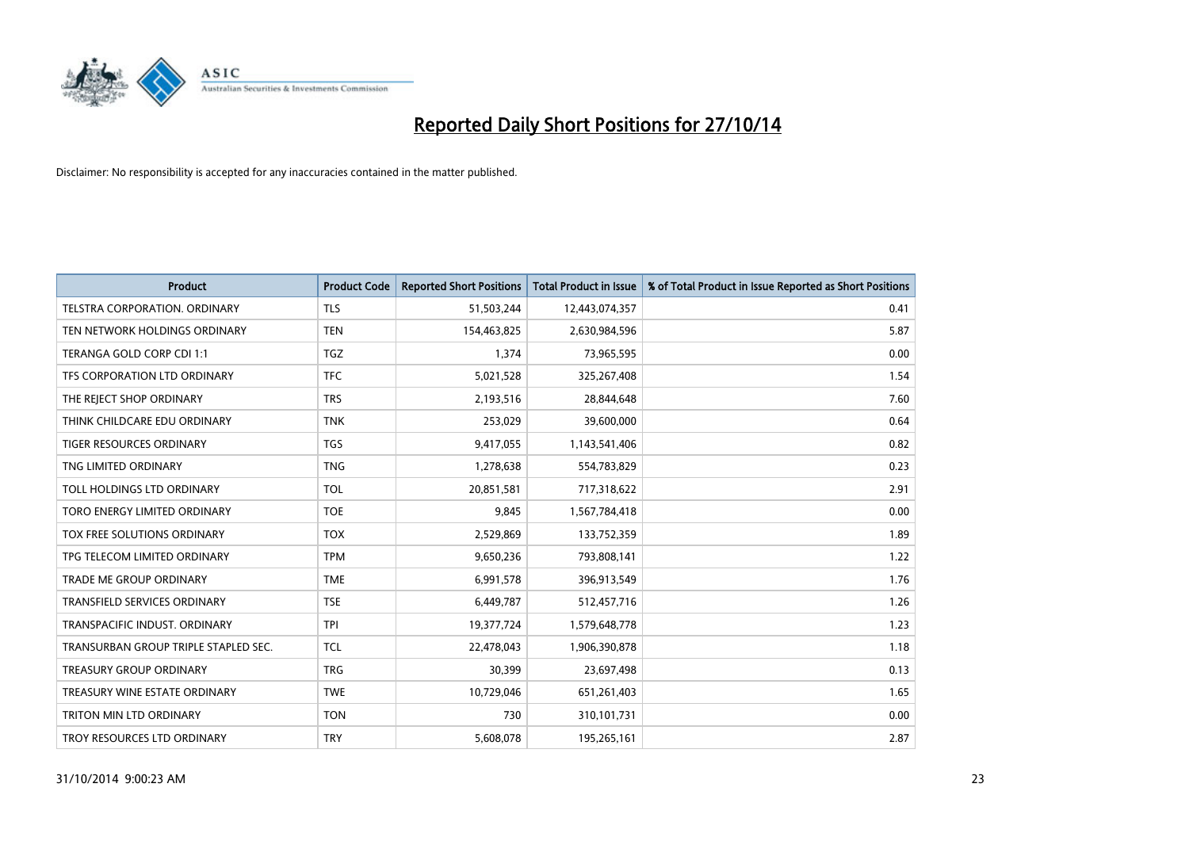# Reported Daily Short Positions for 27/10/14

Disclaimer: No responsibility is accepted for any inaccuracies contained in the matter published.

| Product | Product Code | Reported Short Positions | Total Product in Issue | % of Total Product in Issue Reported as Short Positions |
|---|---|---|---|---|
| TELSTRA CORPORATION. ORDINARY | TLS | 51,503,244 | 12,443,074,357 | 0.41 |
| TEN NETWORK HOLDINGS ORDINARY | TEN | 154,463,825 | 2,630,984,596 | 5.87 |
| TERANGA GOLD CORP CDI 1:1 | TGZ | 1,374 | 73,965,595 | 0.00 |
| TFS CORPORATION LTD ORDINARY | TFC | 5,021,528 | 325,267,408 | 1.54 |
| THE REJECT SHOP ORDINARY | TRS | 2,193,516 | 28,844,648 | 7.60 |
| THINK CHILDCARE EDU ORDINARY | TNK | 253,029 | 39,600,000 | 0.64 |
| TIGER RESOURCES ORDINARY | TGS | 9,417,055 | 1,143,541,406 | 0.82 |
| TNG LIMITED ORDINARY | TNG | 1,278,638 | 554,783,829 | 0.23 |
| TOLL HOLDINGS LTD ORDINARY | TOL | 20,851,581 | 717,318,622 | 2.91 |
| TORO ENERGY LIMITED ORDINARY | TOE | 9,845 | 1,567,784,418 | 0.00 |
| TOX FREE SOLUTIONS ORDINARY | TOX | 2,529,869 | 133,752,359 | 1.89 |
| TPG TELECOM LIMITED ORDINARY | TPM | 9,650,236 | 793,808,141 | 1.22 |
| TRADE ME GROUP ORDINARY | TME | 6,991,578 | 396,913,549 | 1.76 |
| TRANSFIELD SERVICES ORDINARY | TSE | 6,449,787 | 512,457,716 | 1.26 |
| TRANSPACIFIC INDUST. ORDINARY | TPI | 19,377,724 | 1,579,648,778 | 1.23 |
| TRANSURBAN GROUP TRIPLE STAPLED SEC. | TCL | 22,478,043 | 1,906,390,878 | 1.18 |
| TREASURY GROUP ORDINARY | TRG | 30,399 | 23,697,498 | 0.13 |
| TREASURY WINE ESTATE ORDINARY | TWE | 10,729,046 | 651,261,403 | 1.65 |
| TRITON MIN LTD ORDINARY | TON | 730 | 310,101,731 | 0.00 |
| TROY RESOURCES LTD ORDINARY | TRY | 5,608,078 | 195,265,161 | 2.87 |

31/10/2014 9:00:23 AM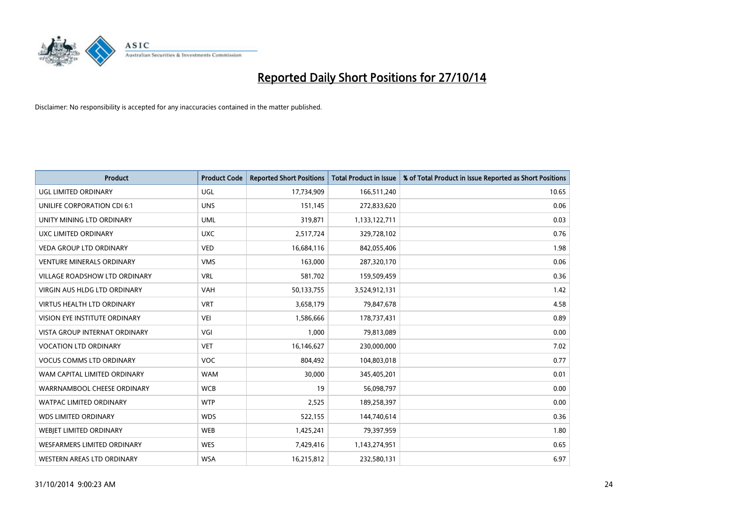# Reported Daily Short Positions for 27/10/14

Disclaimer: No responsibility is accepted for any inaccuracies contained in the matter published.

| Product | Product Code | Reported Short Positions | Total Product in Issue | % of Total Product in Issue Reported as Short Positions |
|---|---|---|---|---|
| UGL LIMITED ORDINARY | UGL | 17,734,909 | 166,511,240 | 10.65 |
| UNILIFE CORPORATION CDI 6:1 | UNS | 151,145 | 272,833,620 | 0.06 |
| UNITY MINING LTD ORDINARY | UML | 319,871 | 1,133,122,711 | 0.03 |
| UXC LIMITED ORDINARY | UXC | 2,517,724 | 329,728,102 | 0.76 |
| VEDA GROUP LTD ORDINARY | VED | 16,684,116 | 842,055,406 | 1.98 |
| VENTURE MINERALS ORDINARY | VMS | 163,000 | 287,320,170 | 0.06 |
| VILLAGE ROADSHOW LTD ORDINARY | VRL | 581,702 | 159,509,459 | 0.36 |
| VIRGIN AUS HLDG LTD ORDINARY | VAH | 50,133,755 | 3,524,912,131 | 1.42 |
| VIRTUS HEALTH LTD ORDINARY | VRT | 3,658,179 | 79,847,678 | 4.58 |
| VISION EYE INSTITUTE ORDINARY | VEI | 1,586,666 | 178,737,431 | 0.89 |
| VISTA GROUP INTERNAT ORDINARY | VGI | 1,000 | 79,813,089 | 0.00 |
| VOCATION LTD ORDINARY | VET | 16,146,627 | 230,000,000 | 7.02 |
| VOCUS COMMS LTD ORDINARY | VOC | 804,492 | 104,803,018 | 0.77 |
| WAM CAPITAL LIMITED ORDINARY | WAM | 30,000 | 345,405,201 | 0.01 |
| WARRNAMBOOL CHEESE ORDINARY | WCB | 19 | 56,098,797 | 0.00 |
| WATPAC LIMITED ORDINARY | WTP | 2,525 | 189,258,397 | 0.00 |
| WDS LIMITED ORDINARY | WDS | 522,155 | 144,740,614 | 0.36 |
| WEBJET LIMITED ORDINARY | WEB | 1,425,241 | 79,397,959 | 1.80 |
| WESFARMERS LIMITED ORDINARY | WES | 7,429,416 | 1,143,274,951 | 0.65 |
| WESTERN AREAS LTD ORDINARY | WSA | 16,215,812 | 232,580,131 | 6.97 |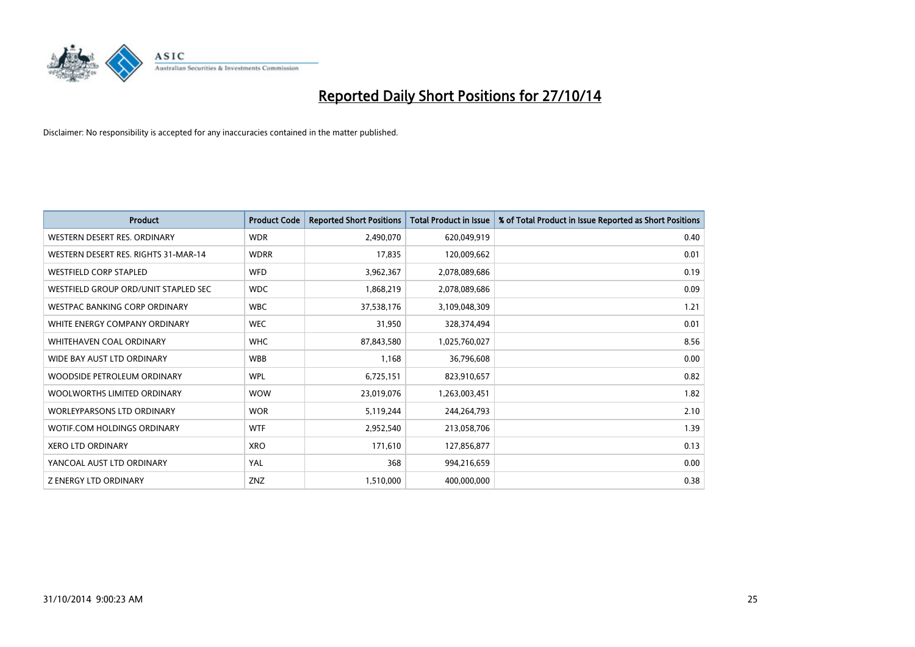# Reported Daily Short Positions for 27/10/14

Disclaimer: No responsibility is accepted for any inaccuracies contained in the matter published.

| Product | Product Code | Reported Short Positions | Total Product in Issue | % of Total Product in Issue Reported as Short Positions |
|---|---|---|---|---|
| WESTERN DESERT RES. ORDINARY | WDR | 2,490,070 | 620,049,919 | 0.40 |
| WESTERN DESERT RES. RIGHTS 31-MAR-14 | WDRR | 17,835 | 120,009,662 | 0.01 |
| WESTFIELD CORP STAPLED | WFD | 3,962,367 | 2,078,089,686 | 0.19 |
| WESTFIELD GROUP ORD/UNIT STAPLED SEC | WDC | 1,868,219 | 2,078,089,686 | 0.09 |
| WESTPAC BANKING CORP ORDINARY | WBC | 37,538,176 | 3,109,048,309 | 1.21 |
| WHITE ENERGY COMPANY ORDINARY | WEC | 31,950 | 328,374,494 | 0.01 |
| WHITEHAVEN COAL ORDINARY | WHC | 87,843,580 | 1,025,760,027 | 8.56 |
| WIDE BAY AUST LTD ORDINARY | WBB | 1,168 | 36,796,608 | 0.00 |
| WOODSIDE PETROLEUM ORDINARY | WPL | 6,725,151 | 823,910,657 | 0.82 |
| WOOLWORTHS LIMITED ORDINARY | WOW | 23,019,076 | 1,263,003,451 | 1.82 |
| WORLEYPARSONS LTD ORDINARY | WOR | 5,119,244 | 244,264,793 | 2.10 |
| WOTIF.COM HOLDINGS ORDINARY | WTF | 2,952,540 | 213,058,706 | 1.39 |
| XERO LTD ORDINARY | XRO | 171,610 | 127,856,877 | 0.13 |
| YANCOAL AUST LTD ORDINARY | YAL | 368 | 994,216,659 | 0.00 |
| Z ENERGY LTD ORDINARY | ZNZ | 1,510,000 | 400,000,000 | 0.38 |

31/10/2014 9:00:23 AM